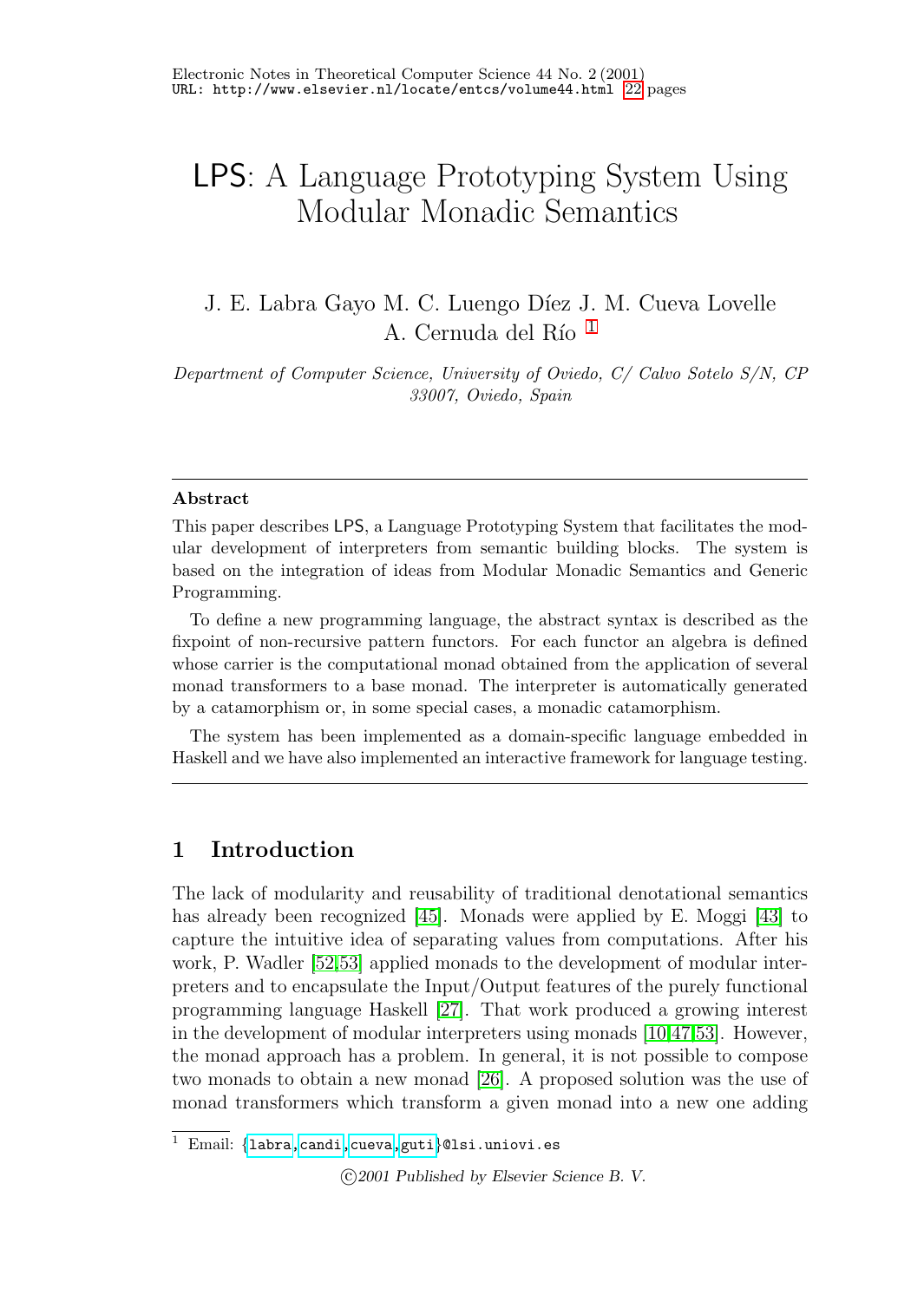# LPS: A Language Prototyping System Using Modular Monadic Semantics

J. E. Labra Gayo M. C. Luengo Díez J. M. Cueva Lovelle A. Cernuda del Río [1]

*Department of Computer Science, University of Oviedo, C/ Calvo Sotelo S/N, CP 33007, Oviedo, Spain*

---

**Abstract**

This paper describes LPS, a Language Prototyping System that facilitates the modular development of interpreters from semantic building blocks. The system is based on the integration of ideas from Modular Monadic Semantics and Generic Programming.

To define a new programming language, the abstract syntax is described as the fixpoint of non-recursive pattern functors. For each functor an algebra is defined whose carrier is the computational monad obtained from the application of several monad transformers to a base monad. The interpreter is automatically generated by a catamorphism or, in some special cases, a monadic catamorphism.

The system has been implemented as a domain-specific language embedded in Haskell and we have also implemented an interactive framework for language testing.

---

## 1 Introduction

The lack of modularity and reusability of traditional denotational semantics has already been recognized [45]. Monads were applied by E. Moggi [43] to capture the intuitive idea of separating values from computations. After his work, P. Wadler [52,53] applied monads to the development of modular interpreters and to encapsulate the Input/Output features of the purely functional programming language Haskell [27]. That work produced a growing interest in the development of modular interpreters using monads [10,47,53]. However, the monad approach has a problem. In general, it is not possible to compose two monads to obtain a new monad [26]. A proposed solution was the use of monad transformers which transform a given monad into a new one adding

[1] Email: {labra,candi,cueva,guti}@lsi.uniovi.es

©2001 Published by Elsevier Science B. V.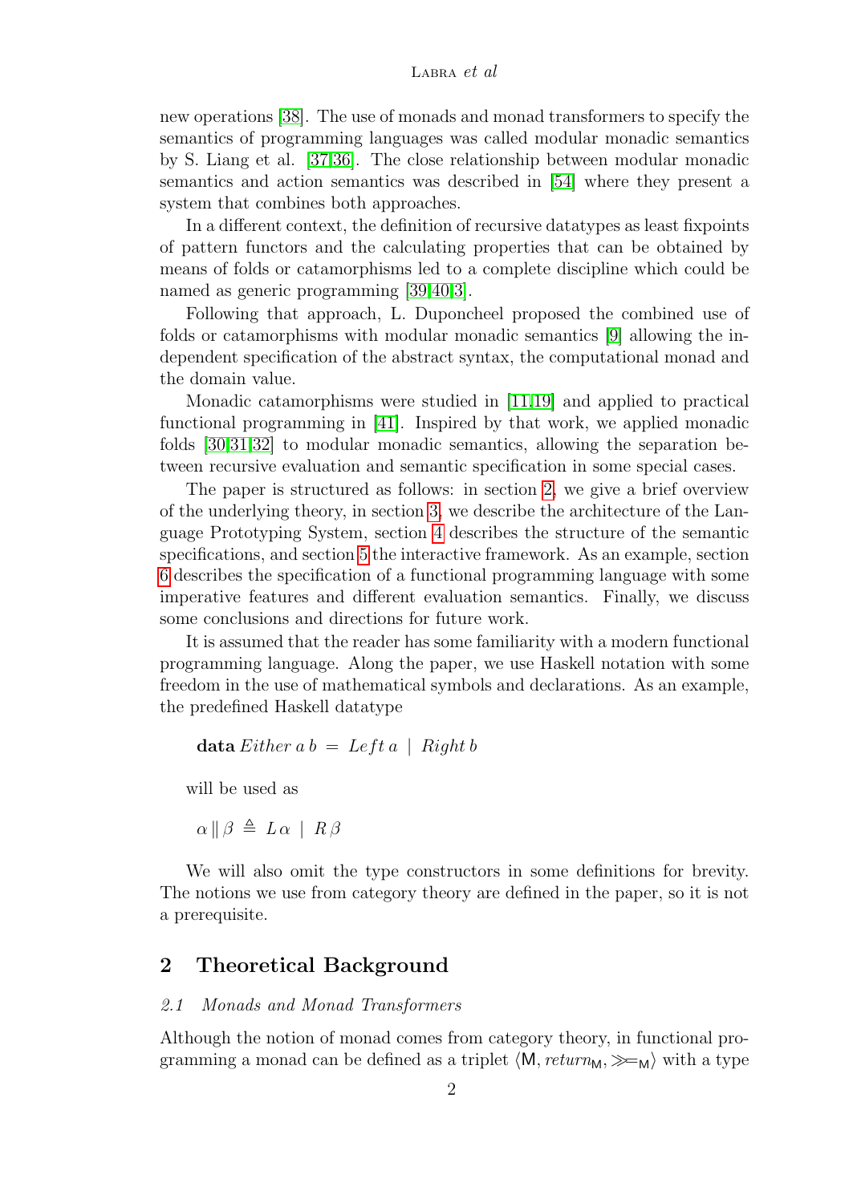new operations [38]. The use of monads and monad transformers to specify the semantics of programming languages was called modular monadic semantics by S. Liang et al. [37,36]. The close relationship between modular monadic semantics and action semantics was described in [54] where they present a system that combines both approaches.

In a different context, the definition of recursive datatypes as least fixpoints of pattern functors and the calculating properties that can be obtained by means of folds or catamorphisms led to a complete discipline which could be named as generic programming [39,40,3].

Following that approach, L. Duponcheel proposed the combined use of folds or catamorphisms with modular monadic semantics [9] allowing the independent specification of the abstract syntax, the computational monad and the domain value.

Monadic catamorphisms were studied in [11,19] and applied to practical functional programming in [41]. Inspired by that work, we applied monadic folds [30,31,32] to modular monadic semantics, allowing the separation between recursive evaluation and semantic specification in some special cases.

The paper is structured as follows: in section 2, we give a brief overview of the underlying theory, in section 3, we describe the architecture of the Language Prototyping System, section 4 describes the structure of the semantic specifications, and section 5 the interactive framework. As an example, section 6 describes the specification of a functional programming language with some imperative features and different evaluation semantics. Finally, we discuss some conclusions and directions for future work.

It is assumed that the reader has some familiarity with a modern functional programming language. Along the paper, we use Haskell notation with some freedom in the use of mathematical symbols and declarations. As an example, the predefined Haskell datatype

$$\textbf{data}\ Either\ a\ b\ =\ Left\ a\ \mid\ Right\ b$$

will be used as

$$\alpha \parallel \beta \triangleq L\,\alpha \mid R\,\beta$$

We will also omit the type constructors in some definitions for brevity. The notions we use from category theory are defined in the paper, so it is not a prerequisite.

## 2 Theoretical Background

### 2.1 Monads and Monad Transformers

Although the notion of monad comes from category theory, in functional programming a monad can be defined as a triplet $\langle \mathsf{M}, return_{\mathsf{M}}, \gg\!=_{\mathsf{M}} \rangle$ with a type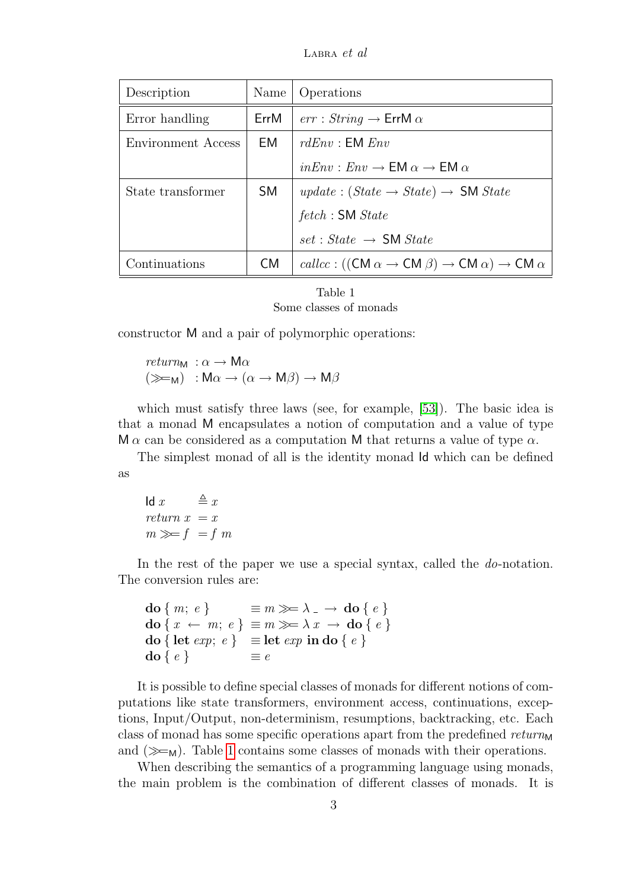| Description | Name | Operations |
|---|---|---|
| Error handling | ErrM | $err : String \to \mathsf{ErrM}\ \alpha$ |
| Environment Access | EM | $rdEnv : \mathsf{EM}\ Env$ |
| | | $inEnv : Env \to \mathsf{EM}\ \alpha \to \mathsf{EM}\ \alpha$ |
| State transformer | SM | $update : (State \to State) \to\ \mathsf{SM}\ State$ |
| | | $fetch : \mathsf{SM}\ State$ |
| | | $set : State\ \to\ \mathsf{SM}\ State$ |
| Continuations | CM | $callcc : ((\mathsf{CM}\ \alpha \to \mathsf{CM}\ \beta) \to \mathsf{CM}\ \alpha) \to \mathsf{CM}\ \alpha$ |

Table 1
Some classes of monads

constructor M and a pair of polymorphic operations:

$$
\begin{aligned}
&return_{\mathsf{M}} && : \alpha \to \mathsf{M}\alpha \\
&(\gg\!=_{\mathsf{M}}) && : \mathsf{M}\alpha \to (\alpha \to \mathsf{M}\beta) \to \mathsf{M}\beta
\end{aligned}
$$

which must satisfy three laws (see, for example, [53]). The basic idea is that a monad M encapsulates a notion of computation and a value of type $\mathsf{M}\ \alpha$ can be considered as a computation M that returns a value of type $\alpha$.

The simplest monad of all is the identity monad Id which can be defined as

$$
\begin{aligned}
&\mathsf{Id}\ x && \triangleq x \\
&return\ x && = x \\
&m \gg\!= f && = f\ m
\end{aligned}
$$

In the rest of the paper we use a special syntax, called the *do*-notation. The conversion rules are:

$$
\begin{aligned}
&\textbf{do}\ \{\ m;\ e\ \} && \equiv m \gg\!= \lambda\ \_\ \to\ \textbf{do}\ \{\ e\ \} \\
&\textbf{do}\ \{\ x\ \leftarrow\ m;\ e\ \} && \equiv m \gg\!= \lambda\ x\ \to\ \textbf{do}\ \{\ e\ \} \\
&\textbf{do}\ \{\ \textbf{let}\ exp;\ e\ \} && \equiv \textbf{let}\ exp\ \textbf{in}\ \textbf{do}\ \{\ e\ \} \\
&\textbf{do}\ \{\ e\ \} && \equiv e
\end{aligned}
$$

It is possible to define special classes of monads for different notions of computations like state transformers, environment access, continuations, exceptions, Input/Output, non-determinism, resumptions, backtracking, etc. Each class of monad has some specific operations apart from the predefined $return_{\mathsf{M}}$ and $(\gg\!=_{\mathsf{M}})$. Table 1 contains some classes of monads with their operations.

When describing the semantics of a programming language using monads, the main problem is the combination of different classes of monads. It is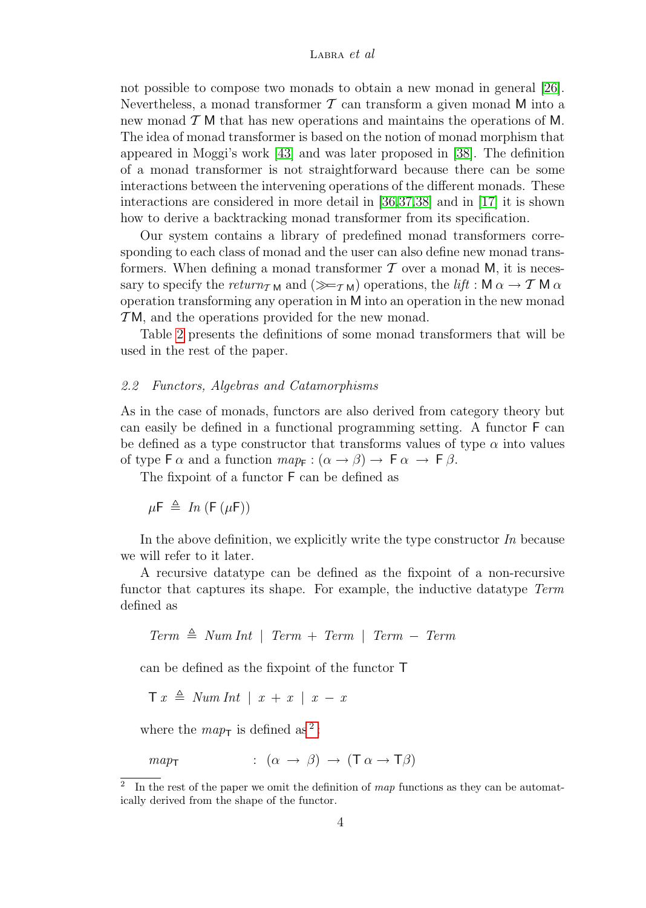not possible to compose two monads to obtain a new monad in general [26]. Nevertheless, a monad transformer $\mathcal{T}$ can transform a given monad $\mathsf{M}$ into a new monad $\mathcal{T}\,\mathsf{M}$ that has new operations and maintains the operations of $\mathsf{M}$. The idea of monad transformer is based on the notion of monad morphism that appeared in Moggi's work [43] and was later proposed in [38]. The definition of a monad transformer is not straightforward because there can be some interactions between the intervening operations of the different monads. These interactions are considered in more detail in [36,37,38] and in [17] it is shown how to derive a backtracking monad transformer from its specification.

Our system contains a library of predefined monad transformers corresponding to each class of monad and the user can also define new monad transformers. When defining a monad transformer $\mathcal{T}$ over a monad $\mathsf{M}$, it is necessary to specify the $return_{\mathcal{T}\,\mathsf{M}}$ and $(\gg\!=_{\mathcal{T}\,\mathsf{M}})$ operations, the $lift : \mathsf{M}\,\alpha \rightarrow \mathcal{T}\,\mathsf{M}\,\alpha$ operation transforming any operation in $\mathsf{M}$ into an operation in the new monad $\mathcal{T}\mathsf{M}$, and the operations provided for the new monad.

Table 2 presents the definitions of some monad transformers that will be used in the rest of the paper.

### 2.2 Functors, Algebras and Catamorphisms

As in the case of monads, functors are also derived from category theory but can easily be defined in a functional programming setting. A functor $\mathsf{F}$ can be defined as a type constructor that transforms values of type $\alpha$ into values of type $\mathsf{F}\,\alpha$ and a function $map_{\mathsf{F}} : (\alpha \rightarrow \beta) \rightarrow \mathsf{F}\,\alpha \rightarrow \mathsf{F}\,\beta$.

The fixpoint of a functor $\mathsf{F}$ can be defined as

$$\mu\mathsf{F} \triangleq In\,(\mathsf{F}\,(\mu\mathsf{F}))$$

In the above definition, we explicitly write the type constructor $In$ because we will refer to it later.

A recursive datatype can be defined as the fixpoint of a non-recursive functor that captures its shape. For example, the inductive datatype $Term$ defined as

$$Term \triangleq Num\ Int \mid Term + Term \mid Term - Term$$

can be defined as the fixpoint of the functor $\mathsf{T}$

$$\mathsf{T}\ x \triangleq Num\ Int \mid x + x \mid x - x$$

where the $map_{\mathsf{T}}$ is defined as[2]:

$$map_{\mathsf{T}} \quad : \quad (\alpha \rightarrow \beta) \rightarrow (\mathsf{T}\,\alpha \rightarrow \mathsf{T}\beta)$$

[2] In the rest of the paper we omit the definition of $map$ functions as they can be automatically derived from the shape of the functor.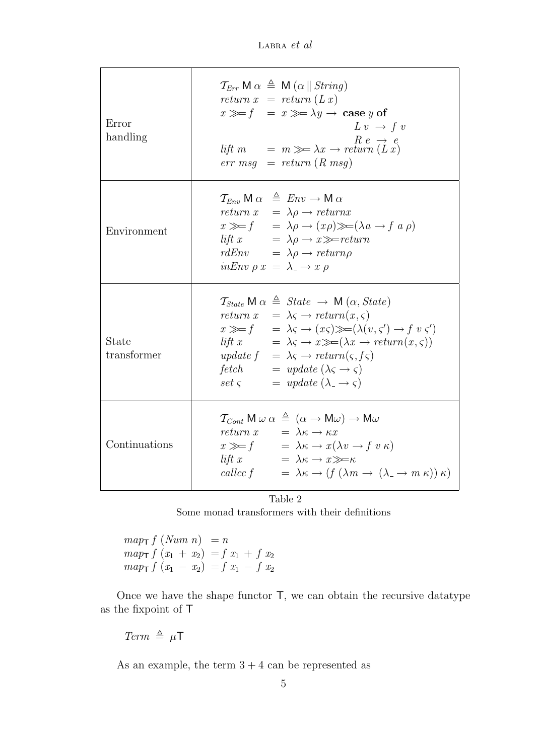| | |
|---|---|
| Error handling | $\mathcal{T}_{Err}\ \mathsf{M}\ \alpha \ \triangleq\ \mathsf{M}\ (\alpha \parallel String)$<br>$return\ x \ =\ return\ (L\ x)$<br>$x \gg\!= f \ =\ x \gg\!= \lambda y \rightarrow \textbf{case}\ y\ \textbf{of}$<br>$\qquad L\ v \ \rightarrow\ f\ v$<br>$\qquad R\ e \ \rightarrow\ e$<br>$lift\ m \ =\ m \gg\!= \lambda x \rightarrow return\ (L\ x)$<br>$err\ msg \ =\ return\ (R\ msg)$ |
| Environment | $\mathcal{T}_{Env}\ \mathsf{M}\ \alpha \ \triangleq\ Env \rightarrow \mathsf{M}\ \alpha$<br>$return\ x \ =\ \lambda\rho \rightarrow returnx$<br>$x \gg\!= f \ =\ \lambda\rho \rightarrow (x\rho)\gg\!=(\lambda a \rightarrow f\ a\ \rho)$<br>$lift\ x \ =\ \lambda\rho \rightarrow x\gg\!=return$<br>$rdEnv \ =\ \lambda\rho \rightarrow return\rho$<br>$inEnv\ \rho\ x \ =\ \lambda\_ \rightarrow x\ \rho$ |
| State transformer | $\mathcal{T}_{State}\ \mathsf{M}\ \alpha \ \triangleq\ State \ \rightarrow\ \mathsf{M}\ (\alpha, State)$<br>$return\ x \ =\ \lambda\varsigma \rightarrow return(x,\varsigma)$<br>$x \gg\!= f \ =\ \lambda\varsigma \rightarrow (x\varsigma)\gg\!=(\lambda(v,\varsigma') \rightarrow f\ v\ \varsigma')$<br>$lift\ x \ =\ \lambda\varsigma \rightarrow x\gg\!=(\lambda x \rightarrow return(x,\varsigma))$<br>$update\ f \ =\ \lambda\varsigma \rightarrow return(\varsigma, f\varsigma)$<br>$fetch \ =\ update\ (\lambda\varsigma \rightarrow \varsigma)$<br>$set\ \varsigma \ =\ update\ (\lambda\_ \rightarrow \varsigma)$ |
| Continuations | $\mathcal{T}_{Cont}\ \mathsf{M}\ \omega\ \alpha \ \triangleq\ (\alpha \rightarrow \mathsf{M}\omega) \rightarrow \mathsf{M}\omega$<br>$return\ x \ =\ \lambda\kappa \rightarrow \kappa x$<br>$x \gg\!= f \ =\ \lambda\kappa \rightarrow x(\lambda v \rightarrow f\ v\ \kappa)$<br>$lift\ x \ =\ \lambda\kappa \rightarrow x\gg\!=\kappa$<br>$callcc\ f \ =\ \lambda\kappa \rightarrow (f\ (\lambda m \rightarrow\ (\lambda\_ \rightarrow m\ \kappa))\ \kappa)$ |

Table 2

Some monad transformers with their definitions

$$
\begin{aligned}
&map_{\mathsf{T}}\ f\ (Num\ n) &&= n \\
&map_{\mathsf{T}}\ f\ (x_1\ +\ x_2) &&= f\ x_1\ +\ f\ x_2 \\
&map_{\mathsf{T}}\ f\ (x_1\ -\ x_2) &&= f\ x_1\ -\ f\ x_2
\end{aligned}
$$

Once we have the shape functor $\mathsf{T}$, we can obtain the recursive datatype as the fixpoint of $\mathsf{T}$

$$Term\ \triangleq\ \mu\mathsf{T}$$

As an example, the term $3 + 4$ can be represented as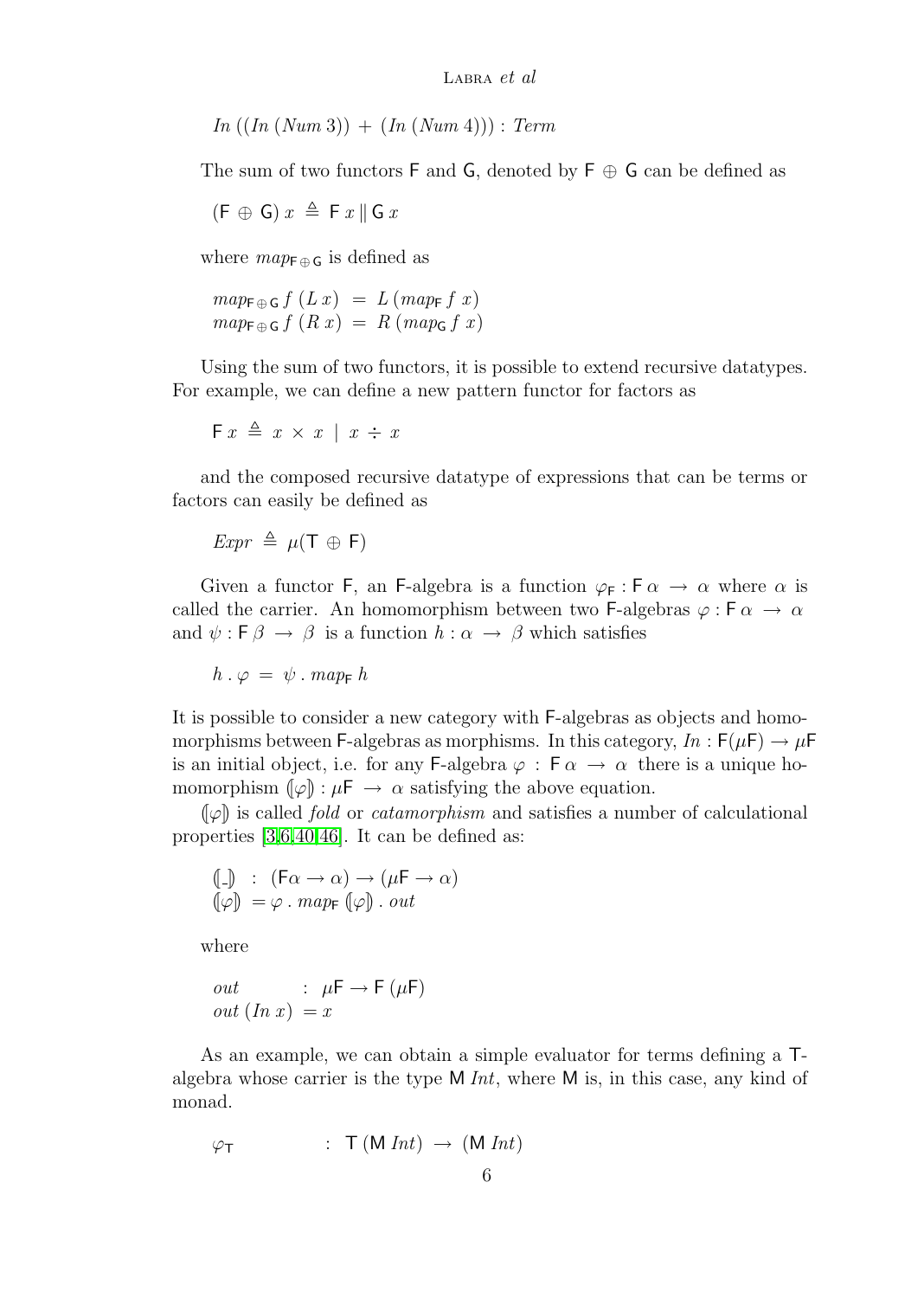$$In\ ((In\ (Num\ 3))\ +\ (In\ (Num\ 4))) : Term$$

The sum of two functors $\mathsf{F}$ and $\mathsf{G}$, denoted by $\mathsf{F} \oplus \mathsf{G}$ can be defined as

$$(\mathsf{F} \oplus \mathsf{G})\ x \triangleq \mathsf{F}\ x \parallel \mathsf{G}\ x$$

where $map_{\mathsf{F}\oplus\mathsf{G}}$ is defined as

$$\begin{aligned} map_{\mathsf{F}\oplus\mathsf{G}}\ f\ (L\ x) &= L\ (map_{\mathsf{F}}\ f\ x) \\ map_{\mathsf{F}\oplus\mathsf{G}}\ f\ (R\ x) &= R\ (map_{\mathsf{G}}\ f\ x) \end{aligned}$$

Using the sum of two functors, it is possible to extend recursive datatypes. For example, we can define a new pattern functor for factors as

$$\mathsf{F}\ x \triangleq x \times x \mid x \div x$$

and the composed recursive datatype of expressions that can be terms or factors can easily be defined as

$$Expr \triangleq \mu(\mathsf{T} \oplus \mathsf{F})$$

Given a functor $\mathsf{F}$, an $\mathsf{F}$-algebra is a function $\varphi_{\mathsf{F}} : \mathsf{F}\ \alpha \rightarrow \alpha$ where $\alpha$ is called the carrier. An homomorphism between two $\mathsf{F}$-algebras $\varphi : \mathsf{F}\ \alpha \rightarrow \alpha$ and $\psi : \mathsf{F}\ \beta \rightarrow \beta$ is a function $h : \alpha \rightarrow \beta$ which satisfies

$$h\ .\ \varphi = \psi\ .\ map_{\mathsf{F}}\ h$$

It is possible to consider a new category with $\mathsf{F}$-algebras as objects and homomorphisms between $\mathsf{F}$-algebras as morphisms. In this category, $In : \mathsf{F}(\mu\mathsf{F}) \rightarrow \mu\mathsf{F}$ is an initial object, i.e. for any $\mathsf{F}$-algebra $\varphi : \mathsf{F}\ \alpha \rightarrow \alpha$ there is a unique homomorphism $(\![\varphi]\!) : \mu\mathsf{F} \rightarrow \alpha$ satisfying the above equation.

$(\![\varphi]\!)$ is called *fold* or *catamorphism* and satisfies a number of calculational properties [3,6,40,46]. It can be defined as:

$$\begin{aligned} (\![\_]\!) &: (\mathsf{F}\alpha \rightarrow \alpha) \rightarrow (\mu\mathsf{F} \rightarrow \alpha) \\ (\![\varphi]\!) &= \varphi\ .\ map_{\mathsf{F}}\ (\![\varphi]\!)\ .\ out \end{aligned}$$

where

$$\begin{aligned} out &: \mu\mathsf{F} \rightarrow \mathsf{F}\ (\mu\mathsf{F}) \\ out\ (In\ x) &= x \end{aligned}$$

As an example, we can obtain a simple evaluator for terms defining a $\mathsf{T}$-algebra whose carrier is the type $\mathsf{M}\ Int$, where $\mathsf{M}$ is, in this case, any kind of monad.

$$\varphi_{\mathsf{T}} : \mathsf{T}\ (\mathsf{M}\ Int) \rightarrow (\mathsf{M}\ Int)$$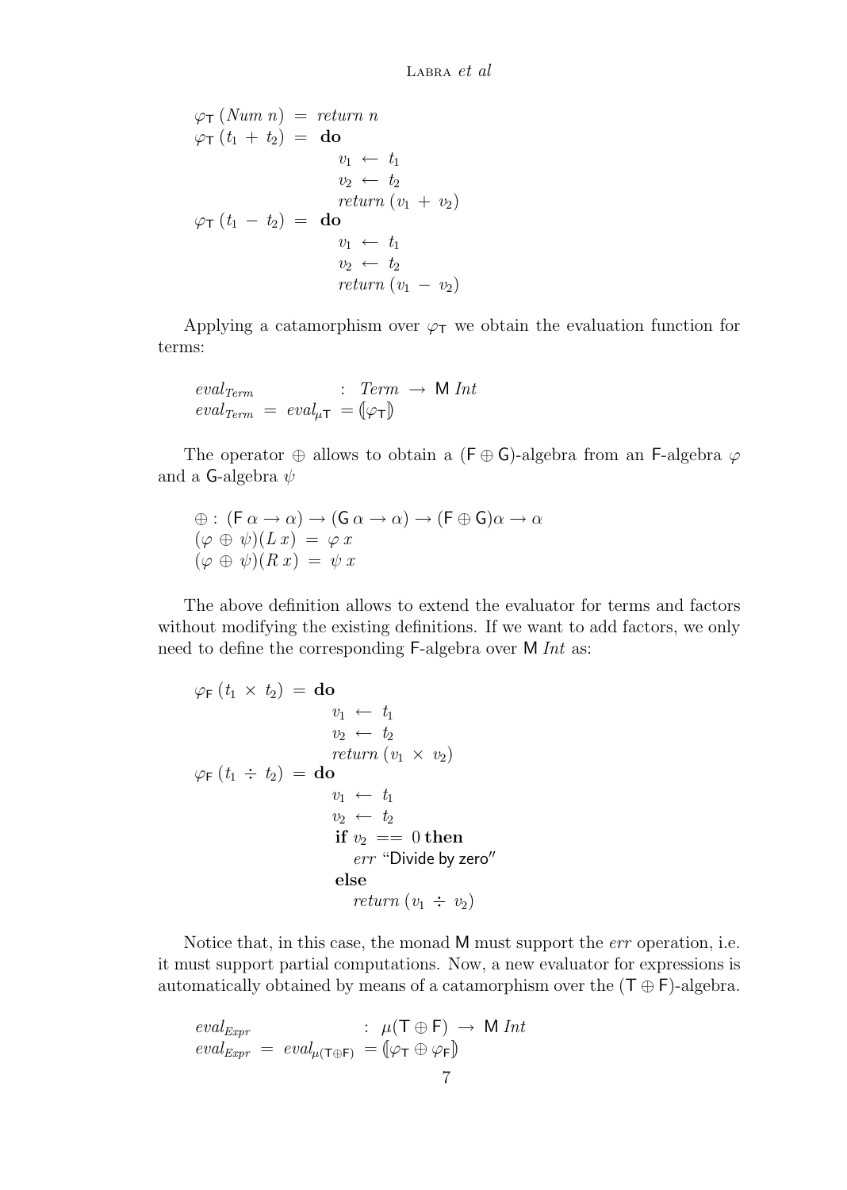$$
\begin{array}{lcl}
\varphi_{\mathsf{T}}\,(Num\ n) & = & return\ n \\
\varphi_{\mathsf{T}}\,(t_1\ +\ t_2) & = & \textbf{do} \\
 & & \quad v_1\ \leftarrow\ t_1 \\
 & & \quad v_2\ \leftarrow\ t_2 \\
 & & \quad return\ (v_1\ +\ v_2) \\
\varphi_{\mathsf{T}}\,(t_1\ -\ t_2) & = & \textbf{do} \\
 & & \quad v_1\ \leftarrow\ t_1 \\
 & & \quad v_2\ \leftarrow\ t_2 \\
 & & \quad return\ (v_1\ -\ v_2)
\end{array}
$$

Applying a catamorphism over $\varphi_{\mathsf{T}}$ we obtain the evaluation function for terms:

$$
\begin{array}{l}
eval_{Term} \quad\quad\quad\quad : \ Term\ \rightarrow\ \mathsf{M}\ Int \\
eval_{Term}\ =\ eval_{\mu\mathsf{T}}\ = (\!|\varphi_{\mathsf{T}}|\!)
\end{array}
$$

The operator $\oplus$ allows to obtain a $(\mathsf{F} \oplus \mathsf{G})$-algebra from an $\mathsf{F}$-algebra $\varphi$ and a $\mathsf{G}$-algebra $\psi$

$$
\begin{array}{l}
\oplus :\ (\mathsf{F}\,\alpha \rightarrow \alpha) \rightarrow (\mathsf{G}\,\alpha \rightarrow \alpha) \rightarrow (\mathsf{F} \oplus \mathsf{G})\alpha \rightarrow \alpha \\
(\varphi\ \oplus\ \psi)(L\,x)\ =\ \varphi\,x \\
(\varphi\ \oplus\ \psi)(R\,x)\ =\ \psi\,x
\end{array}
$$

The above definition allows to extend the evaluator for terms and factors without modifying the existing definitions. If we want to add factors, we only need to define the corresponding $\mathsf{F}$-algebra over $\mathsf{M}\ Int$ as:

$$
\begin{array}{lcl}
\varphi_{\mathsf{F}}\,(t_1\ \times\ t_2) & = & \textbf{do} \\
 & & \quad v_1\ \leftarrow\ t_1 \\
 & & \quad v_2\ \leftarrow\ t_2 \\
 & & \quad return\ (v_1\ \times\ v_2) \\
\varphi_{\mathsf{F}}\,(t_1\ \div\ t_2) & = & \textbf{do} \\
 & & \quad v_1\ \leftarrow\ t_1 \\
 & & \quad v_2\ \leftarrow\ t_2 \\
 & & \quad \textbf{if}\ v_2\ ==\ 0\ \textbf{then} \\
 & & \quad\quad err\ \text{“Divide by zero”} \\
 & & \quad \textbf{else} \\
 & & \quad\quad return\ (v_1\ \div\ v_2)
\end{array}
$$

Notice that, in this case, the monad $\mathsf{M}$ must support the *err* operation, i.e. it must support partial computations. Now, a new evaluator for expressions is automatically obtained by means of a catamorphism over the $(\mathsf{T} \oplus \mathsf{F})$-algebra.

$$
\begin{array}{l}
eval_{Expr} \quad\quad\quad\quad\quad : \ \mu(\mathsf{T} \oplus \mathsf{F})\ \rightarrow\ \mathsf{M}\ Int \\
eval_{Expr}\ =\ eval_{\mu(\mathsf{T}\oplus\mathsf{F})}\ = (\!|\varphi_{\mathsf{T}} \oplus \varphi_{\mathsf{F}}|\!)
\end{array}
$$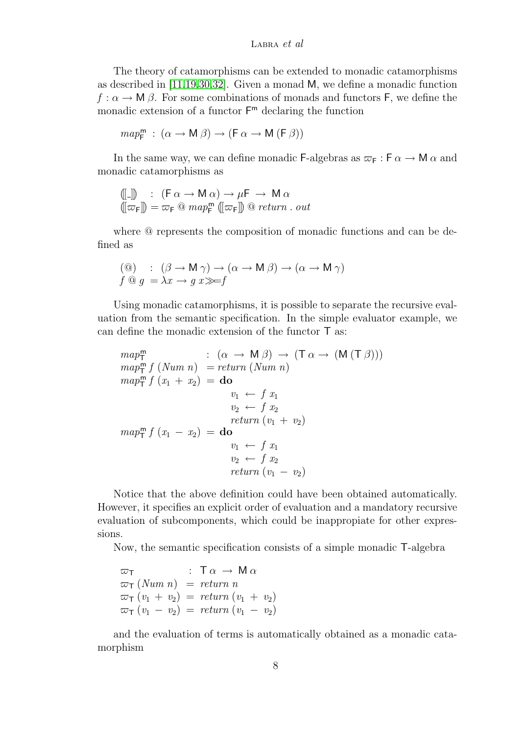The theory of catamorphisms can be extended to monadic catamorphisms as described in [11,19,30,32]. Given a monad $\mathsf{M}$, we define a monadic function $f : \alpha \rightarrow \mathsf{M}\,\beta$. For some combinations of monads and functors $\mathsf{F}$, we define the monadic extension of a functor $\mathsf{F}^{\mathsf{m}}$ declaring the function

$$map^{\mathsf{m}}_{\mathsf{F}} \;:\; (\alpha \rightarrow \mathsf{M}\,\beta) \rightarrow (\mathsf{F}\,\alpha \rightarrow \mathsf{M}\,(\mathsf{F}\,\beta))$$

In the same way, we can define monadic $\mathsf{F}$-algebras as $\varpi_{\mathsf{F}} : \mathsf{F}\,\alpha \rightarrow \mathsf{M}\,\alpha$ and monadic catamorphisms as

$$\begin{aligned}
(\!\![\![\_]\!]\!\!) \quad &: \; (\mathsf{F}\,\alpha \rightarrow \mathsf{M}\,\alpha) \rightarrow \mu\mathsf{F} \;\rightarrow\; \mathsf{M}\,\alpha \\
(\!\![\![\varpi_{\mathsf{F}}]\!]\!\!) &= \varpi_{\mathsf{F}} \mathbin{@} map^{\mathsf{m}}_{\mathsf{F}}\; (\!\![\![\varpi_{\mathsf{F}}]\!]\!\!) \mathbin{@} return\;.\;out
\end{aligned}$$

where @ represents the composition of monadic functions and can be defined as

$$\begin{aligned}
(@) \quad &: \; (\beta \rightarrow \mathsf{M}\,\gamma) \rightarrow (\alpha \rightarrow \mathsf{M}\,\beta) \rightarrow (\alpha \rightarrow \mathsf{M}\,\gamma) \\
f \mathbin{@} g \; &= \lambda x \rightarrow g\;x \gg\!\!= f
\end{aligned}$$

Using monadic catamorphisms, it is possible to separate the recursive evaluation from the semantic specification. In the simple evaluator example, we can define the monadic extension of the functor $\mathsf{T}$ as:

$$\begin{aligned}
&map^{\mathsf{m}}_{\mathsf{T}} && : \; (\alpha \;\rightarrow\; \mathsf{M}\,\beta) \;\rightarrow\; (\mathsf{T}\,\alpha \rightarrow\; (\mathsf{M}\,(\mathsf{T}\,\beta))) \\
&map^{\mathsf{m}}_{\mathsf{T}}\, f\; (Num\; n) && = return\;(Num\; n) \\
&map^{\mathsf{m}}_{\mathsf{T}}\, f\; (x_1 \,+\, x_2) && = \mathbf{do} \\
& && \qquad v_1 \;\leftarrow\; f\; x_1 \\
& && \qquad v_2 \;\leftarrow\; f\; x_2 \\
& && \qquad return\;(v_1 \,+\, v_2) \\
&map^{\mathsf{m}}_{\mathsf{T}}\, f\; (x_1 \,-\, x_2) && = \mathbf{do} \\
& && \qquad v_1 \;\leftarrow\; f\; x_1 \\
& && \qquad v_2 \;\leftarrow\; f\; x_2 \\
& && \qquad return\;(v_1 \,-\, v_2)
\end{aligned}$$

Notice that the above definition could have been obtained automatically. However, it specifies an explicit order of evaluation and a mandatory recursive evaluation of subcomponents, which could be inappropiate for other expressions.

Now, the semantic specification consists of a simple monadic $\mathsf{T}$-algebra

$$\begin{aligned}
&\varpi_{\mathsf{T}} && : \; \mathsf{T}\,\alpha \;\rightarrow\; \mathsf{M}\,\alpha \\
&\varpi_{\mathsf{T}}\,(Num\; n) && = \; return\; n \\
&\varpi_{\mathsf{T}}\,(v_1 \,+\, v_2) && = \; return\,(v_1 \,+\, v_2) \\
&\varpi_{\mathsf{T}}\,(v_1 \,-\, v_2) && = \; return\,(v_1 \,-\, v_2)
\end{aligned}$$

and the evaluation of terms is automatically obtained as a monadic catamorphism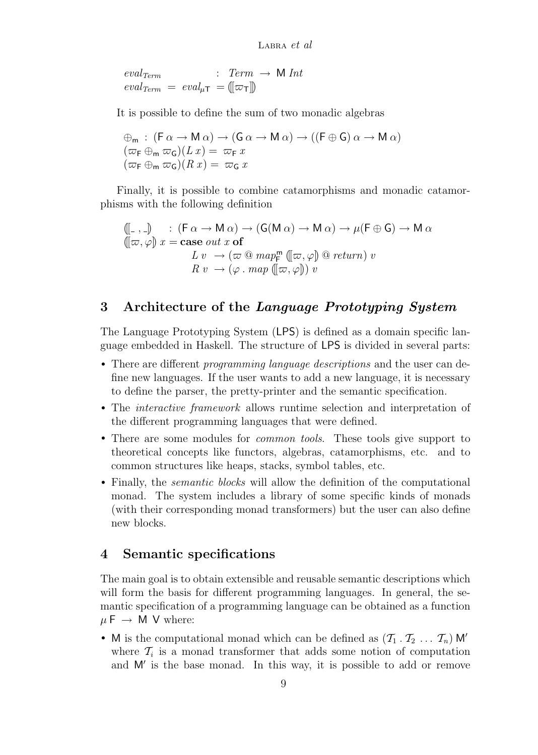$$
\begin{aligned}
&eval_{Term} \quad\quad : \; Term \rightarrow \mathsf{M}\; Int \\
&eval_{Term} \;=\; eval_{\mu\mathsf{T}} \;=\; (\!\![\varpi_{\mathsf{T}}]\!\!)
\end{aligned}
$$

It is possible to define the sum of two monadic algebras

$$
\begin{aligned}
&\oplus_{\mathsf{m}} \;:\; (\mathsf{F}\,\alpha \rightarrow \mathsf{M}\,\alpha) \rightarrow (\mathsf{G}\,\alpha \rightarrow \mathsf{M}\,\alpha) \rightarrow ((\mathsf{F} \oplus \mathsf{G})\,\alpha \rightarrow \mathsf{M}\,\alpha) \\
&(\varpi_{\mathsf{F}} \oplus_{\mathsf{m}} \varpi_{\mathsf{G}})(L\,x) = \; \varpi_{\mathsf{F}}\; x \\
&(\varpi_{\mathsf{F}} \oplus_{\mathsf{m}} \varpi_{\mathsf{G}})(R\,x) = \; \varpi_{\mathsf{G}}\; x
\end{aligned}
$$

Finally, it is possible to combine catamorphisms and monadic catamorphisms with the following definition

$$
\begin{aligned}
&(\!\![\_\,,\_]\!\!) \quad : (\mathsf{F}\,\alpha \rightarrow \mathsf{M}\,\alpha) \rightarrow (\mathsf{G}(\mathsf{M}\,\alpha) \rightarrow \mathsf{M}\,\alpha) \rightarrow \mu(\mathsf{F} \oplus \mathsf{G}) \rightarrow \mathsf{M}\,\alpha \\
&(\!\![\varpi, \varphi]\!\!)\; x = \textbf{case}\; out\; x\; \textbf{of} \\
&\qquad\qquad L\; v \;\rightarrow (\varpi \;@\; map^{\mathsf{m}}_{\mathsf{F}}\; (\!\![\varpi, \varphi]\!\!) \;@\; return)\; v \\
&\qquad\qquad R\; v \;\rightarrow (\varphi \,.\, map\; (\!\![\varpi, \varphi]\!\!))\; v
\end{aligned}
$$

## 3 Architecture of the *Language Prototyping System*

The Language Prototyping System (LPS) is defined as a domain specific language embedded in Haskell. The structure of LPS is divided in several parts:

- There are different *programming language descriptions* and the user can define new languages. If the user wants to add a new language, it is necessary to define the parser, the pretty-printer and the semantic specification.
- The *interactive framework* allows runtime selection and interpretation of the different programming languages that were defined.
- There are some modules for *common tools*. These tools give support to theoretical concepts like functors, algebras, catamorphisms, etc. and to common structures like heaps, stacks, symbol tables, etc.
- Finally, the *semantic blocks* will allow the definition of the computational monad. The system includes a library of some specific kinds of monads (with their corresponding monad transformers) but the user can also define new blocks.

## 4 Semantic specifications

The main goal is to obtain extensible and reusable semantic descriptions which will form the basis for different programming languages. In general, the semantic specification of a programming language can be obtained as a function $\mu\,\mathsf{F} \;\rightarrow\; \mathsf{M}\;\mathsf{V}$ where:

- $\mathsf{M}$ is the computational monad which can be defined as $(\mathcal{T}_1 \,.\, \mathcal{T}_2 \;\ldots\; \mathcal{T}_n)\,\mathsf{M}'$ where $\mathcal{T}_i$ is a monad transformer that adds some notion of computation and $\mathsf{M}'$ is the base monad. In this way, it is possible to add or remove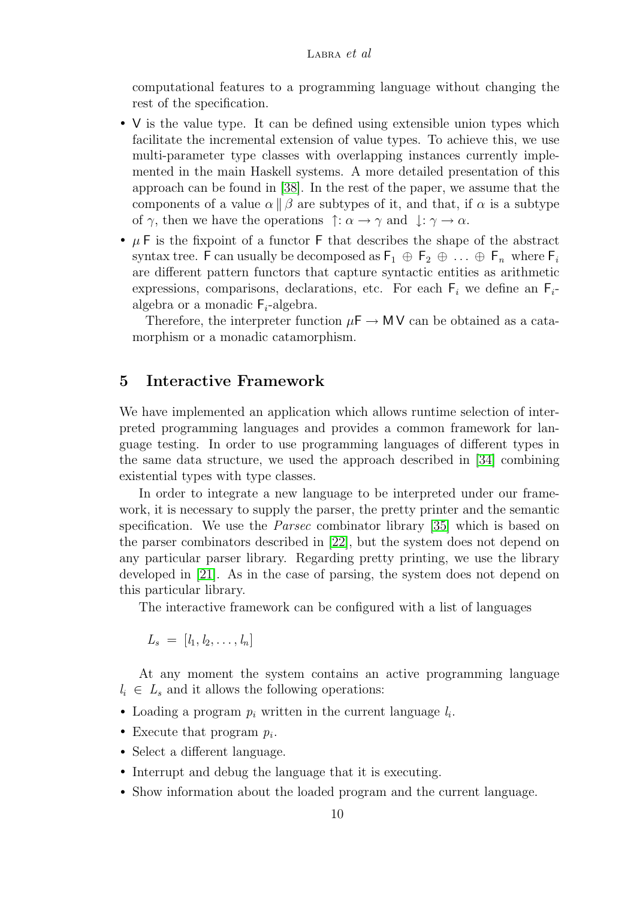computational features to a programming language without changing the rest of the specification.

- $\mathsf{V}$ is the value type. It can be defined using extensible union types which facilitate the incremental extension of value types. To achieve this, we use multi-parameter type classes with overlapping instances currently implemented in the main Haskell systems. A more detailed presentation of this approach can be found in [38]. In the rest of the paper, we assume that the components of a value $\alpha \parallel \beta$ are subtypes of it, and that, if $\alpha$ is a subtype of $\gamma$, then we have the operations $\uparrow : \alpha \to \gamma$ and $\downarrow : \gamma \to \alpha$.
- $\mu\,\mathsf{F}$ is the fixpoint of a functor $\mathsf{F}$ that describes the shape of the abstract syntax tree. $\mathsf{F}$ can usually be decomposed as $\mathsf{F}_1 \oplus \mathsf{F}_2 \oplus \ldots \oplus \mathsf{F}_n$ where $\mathsf{F}_i$ are different pattern functors that capture syntactic entities as arithmetic expressions, comparisons, declarations, etc. For each $\mathsf{F}_i$ we define an $\mathsf{F}_i$-algebra or a monadic $\mathsf{F}_i$-algebra.

  Therefore, the interpreter function $\mu\mathsf{F} \to \mathsf{M}\,\mathsf{V}$ can be obtained as a catamorphism or a monadic catamorphism.

## 5 Interactive Framework

We have implemented an application which allows runtime selection of interpreted programming languages and provides a common framework for language testing. In order to use programming languages of different types in the same data structure, we used the approach described in [34] combining existential types with type classes.

In order to integrate a new language to be interpreted under our framework, it is necessary to supply the parser, the pretty printer and the semantic specification. We use the *Parsec* combinator library [35] which is based on the parser combinators described in [22], but the system does not depend on any particular parser library. Regarding pretty printing, we use the library developed in [21]. As in the case of parsing, the system does not depend on this particular library.

The interactive framework can be configured with a list of languages

$$L_s = [l_1, l_2, \ldots, l_n]$$

At any moment the system contains an active programming language $l_i \in L_s$ and it allows the following operations:

- Loading a program $p_i$ written in the current language $l_i$.
- Execute that program $p_i$.
- Select a different language.
- Interrupt and debug the language that it is executing.
- Show information about the loaded program and the current language.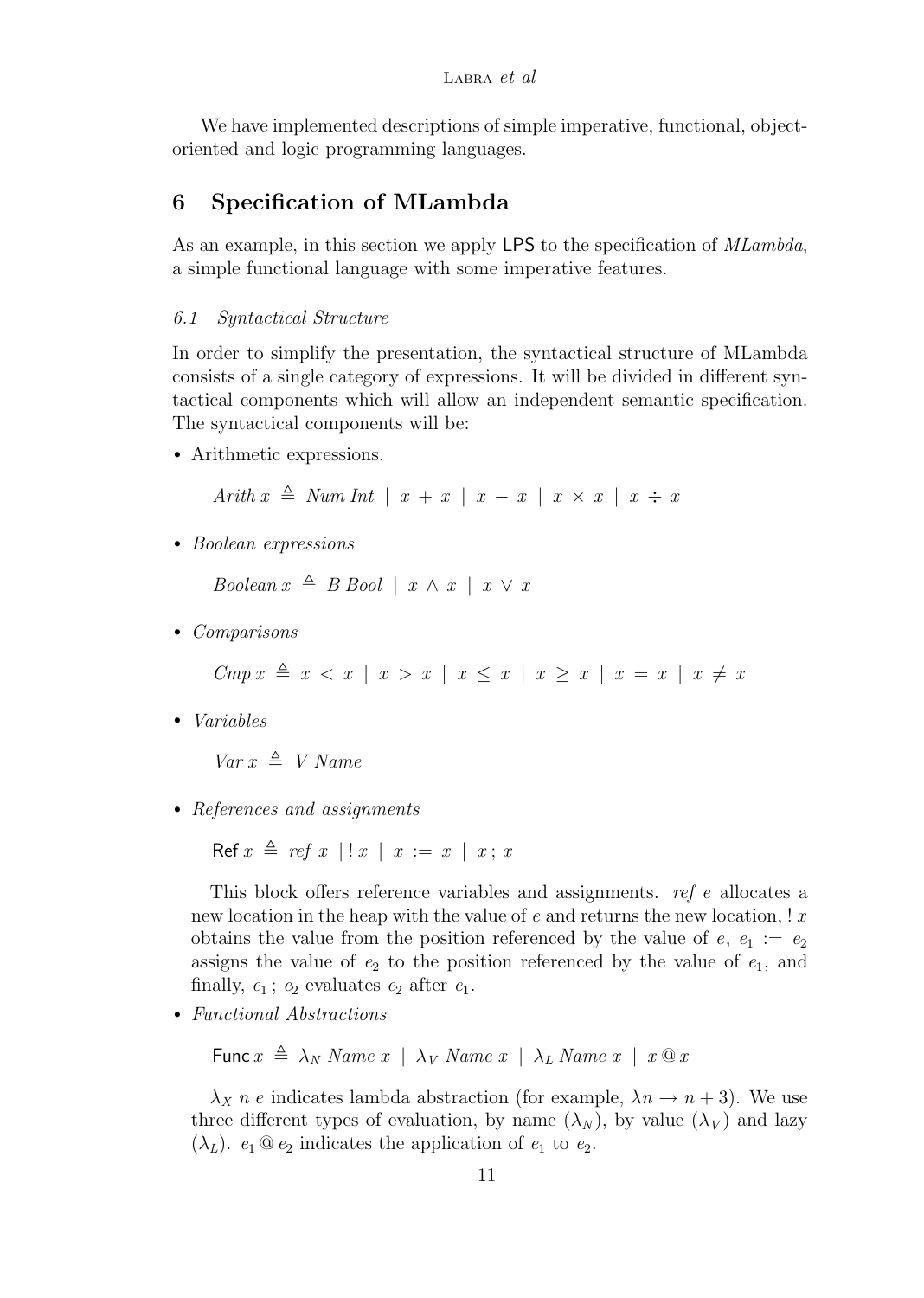We have implemented descriptions of simple imperative, functional, object-oriented and logic programming languages.

## 6 Specification of MLambda

As an example, in this section we apply LPS to the specification of *MLambda*, a simple functional language with some imperative features.

### 6.1 Syntactical Structure

In order to simplify the presentation, the syntactical structure of MLambda consists of a single category of expressions. It will be divided in different syntactical components which will allow an independent semantic specification. The syntactical components will be:

- Arithmetic expressions.

  $$Arith\, x \triangleq Num\ Int \mid x + x \mid x - x \mid x \times x \mid x \div x$$

- *Boolean expressions*

  $$Boolean\, x \triangleq B\ Bool \mid x \wedge x \mid x \vee x$$

- *Comparisons*

  $$Cmp\, x \triangleq x < x \mid x > x \mid x \leq x \mid x \geq x \mid x = x \mid x \neq x$$

- *Variables*

  $$Var\, x \triangleq V\ Name$$

- *References and assignments*

  $$\mathsf{Ref}\, x \triangleq ref\ x \mid !\, x \mid x := x \mid x\, ;\, x$$

  This block offers reference variables and assignments. *ref* $e$ allocates a new location in the heap with the value of $e$ and returns the new location, $!\, x$ obtains the value from the position referenced by the value of $e$, $e_1 := e_2$ assigns the value of $e_2$ to the position referenced by the value of $e_1$, and finally, $e_1\, ;\, e_2$ evaluates $e_2$ after $e_1$.

- *Functional Abstractions*

  $$\mathsf{Func}\, x \triangleq \lambda_N\ Name\ x \mid \lambda_V\ Name\ x \mid \lambda_L\ Name\ x \mid x\ @\ x$$

  $\lambda_X\ n\ e$ indicates lambda abstraction (for example, $\lambda n \rightarrow n + 3$). We use three different types of evaluation, by name ($\lambda_N$), by value ($\lambda_V$) and lazy ($\lambda_L$). $e_1\ @\ e_2$ indicates the application of $e_1$ to $e_2$.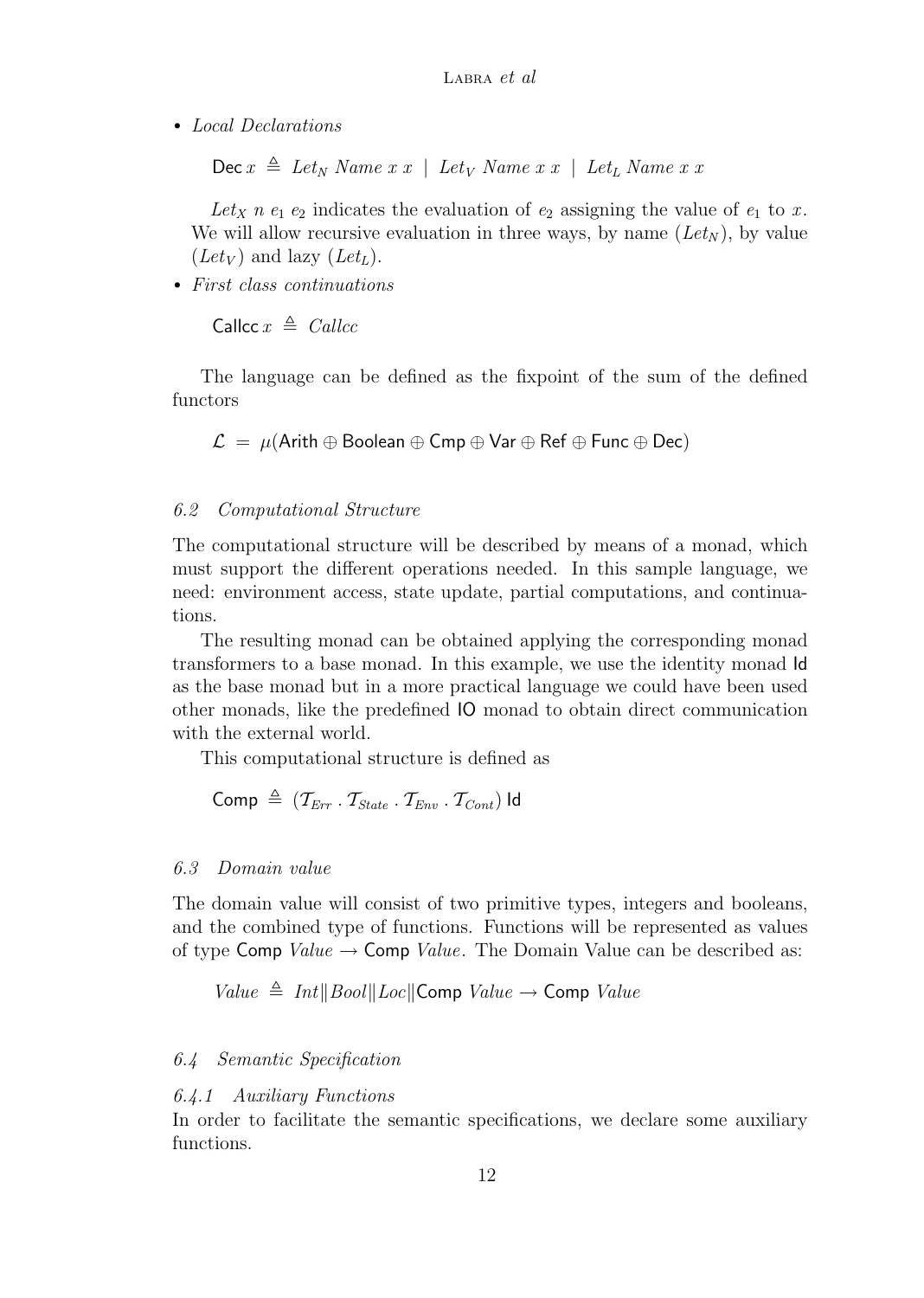- *Local Declarations*

$$\mathsf{Dec}\, x \;\triangleq\; \mathit{Let}_N\ \mathit{Name}\ x\ x \;\mid\; \mathit{Let}_V\ \mathit{Name}\ x\ x \;\mid\; \mathit{Let}_L\ \mathit{Name}\ x\ x$$

  $\mathit{Let}_X\ n\ e_1\ e_2$ indicates the evaluation of $e_2$ assigning the value of $e_1$ to $x$. We will allow recursive evaluation in three ways, by name ($\mathit{Let}_N$), by value ($\mathit{Let}_V$) and lazy ($\mathit{Let}_L$).

- *First class continuations*

$$\mathsf{Callcc}\, x \;\triangleq\; \mathit{Callcc}$$

The language can be defined as the fixpoint of the sum of the defined functors

$$\mathcal{L} \;=\; \mu(\mathsf{Arith} \oplus \mathsf{Boolean} \oplus \mathsf{Cmp} \oplus \mathsf{Var} \oplus \mathsf{Ref} \oplus \mathsf{Func} \oplus \mathsf{Dec})$$

### 6.2 Computational Structure

The computational structure will be described by means of a monad, which must support the different operations needed. In this sample language, we need: environment access, state update, partial computations, and continuations.

The resulting monad can be obtained applying the corresponding monad transformers to a base monad. In this example, we use the identity monad Id as the base monad but in a more practical language we could have been used other monads, like the predefined IO monad to obtain direct communication with the external world.

This computational structure is defined as

$$\mathsf{Comp} \;\triangleq\; (\mathcal{T}_{Err}\,.\,\mathcal{T}_{State}\,.\,\mathcal{T}_{Env}\,.\,\mathcal{T}_{Cont})\ \mathsf{Id}$$

### 6.3 Domain value

The domain value will consist of two primitive types, integers and booleans, and the combined type of functions. Functions will be represented as values of type $\mathsf{Comp}\ \mathit{Value} \to \mathsf{Comp}\ \mathit{Value}$. The Domain Value can be described as:

$$\mathit{Value} \;\triangleq\; \mathit{Int} \| \mathit{Bool} \| \mathit{Loc} \| \mathsf{Comp}\ \mathit{Value} \to \mathsf{Comp}\ \mathit{Value}$$

### 6.4 Semantic Specification

#### 6.4.1 Auxiliary Functions

In order to facilitate the semantic specifications, we declare some auxiliary functions.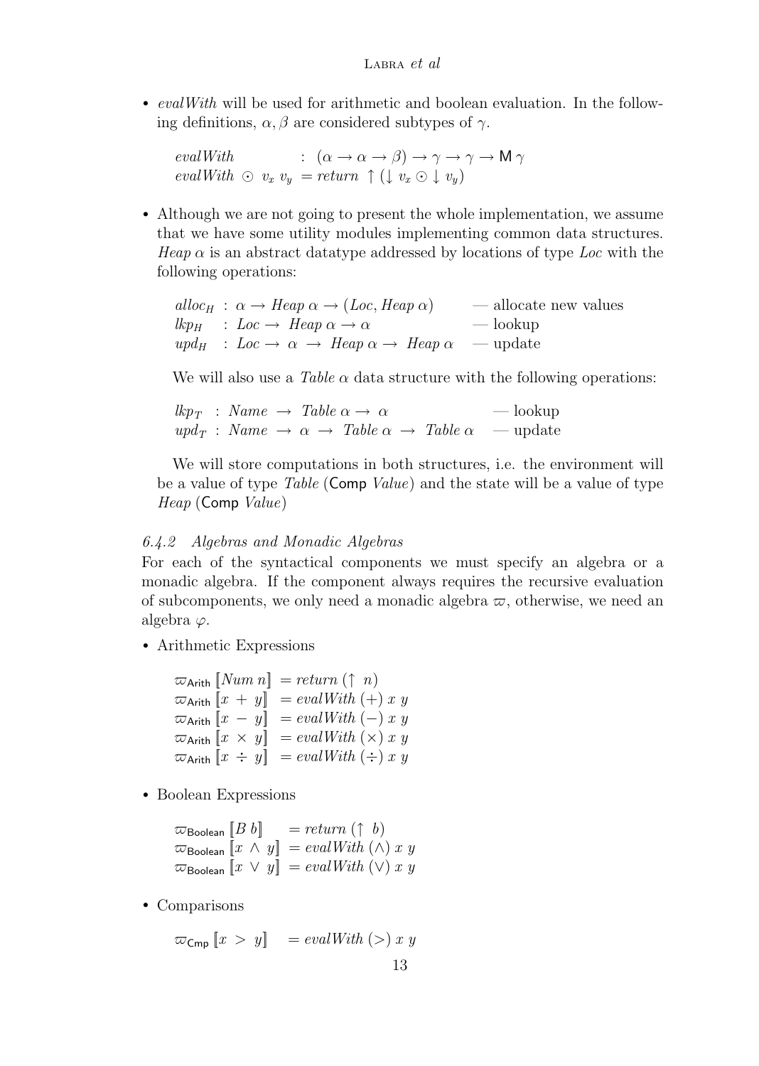- *evalWith* will be used for arithmetic and boolean evaluation. In the following definitions, $\alpha, \beta$ are considered subtypes of $\gamma$.

$$
\begin{array}{ll}
\mathit{evalWith} & : (\alpha \to \alpha \to \beta) \to \gamma \to \gamma \to \mathsf{M}\,\gamma \\
\mathit{evalWith}\ \odot\ v_x\ v_y & = \mathit{return}\ \uparrow (\downarrow v_x \odot \downarrow v_y)
\end{array}
$$

- Although we are not going to present the whole implementation, we assume that we have some utility modules implementing common data structures. *Heap* $\alpha$ is an abstract datatype addressed by locations of type *Loc* with the following operations:

$$
\begin{array}{lll}
\mathit{alloc}_H & : \alpha \to \mathit{Heap}\ \alpha \to (\mathit{Loc}, \mathit{Heap}\ \alpha) & \text{— allocate new values} \\
\mathit{lkp}_H & : \mathit{Loc} \to\ \mathit{Heap}\ \alpha \to \alpha & \text{— lookup} \\
\mathit{upd}_H & : \mathit{Loc} \to\ \alpha\ \to\ \mathit{Heap}\ \alpha \to\ \mathit{Heap}\ \alpha & \text{— update}
\end{array}
$$

  We will also use a *Table* $\alpha$ data structure with the following operations:

$$
\begin{array}{lll}
\mathit{lkp}_T & : \mathit{Name}\ \to\ \mathit{Table}\ \alpha \to\ \alpha & \text{— lookup} \\
\mathit{upd}_T & : \mathit{Name}\ \to\ \alpha\ \to\ \mathit{Table}\ \alpha\ \to\ \mathit{Table}\ \alpha & \text{— update}
\end{array}
$$

  We will store computations in both structures, i.e. the environment will be a value of type *Table* ($\mathsf{Comp}$ *Value*) and the state will be a value of type *Heap* ($\mathsf{Comp}$ *Value*)

### *6.4.2 Algebras and Monadic Algebras*

For each of the syntactical components we must specify an algebra or a monadic algebra. If the component always requires the recursive evaluation of subcomponents, we only need a monadic algebra $\varpi$, otherwise, we need an algebra $\varphi$.

- Arithmetic Expressions

$$
\begin{array}{ll}
\varpi_{\mathsf{Arith}}\ [\![\mathit{Num}\ n]\!] & = \mathit{return}\ (\uparrow\ n) \\
\varpi_{\mathsf{Arith}}\ [\![x\ +\ y]\!] & = \mathit{evalWith}\ (+)\ x\ y \\
\varpi_{\mathsf{Arith}}\ [\![x\ -\ y]\!] & = \mathit{evalWith}\ (-)\ x\ y \\
\varpi_{\mathsf{Arith}}\ [\![x\ \times\ y]\!] & = \mathit{evalWith}\ (\times)\ x\ y \\
\varpi_{\mathsf{Arith}}\ [\![x\ \div\ y]\!] & = \mathit{evalWith}\ (\div)\ x\ y
\end{array}
$$

- Boolean Expressions

$$
\begin{array}{ll}
\varpi_{\mathsf{Boolean}}\ [\![B\ b]\!] & = \mathit{return}\ (\uparrow\ b) \\
\varpi_{\mathsf{Boolean}}\ [\![x\ \wedge\ y]\!] & = \mathit{evalWith}\ (\wedge)\ x\ y \\
\varpi_{\mathsf{Boolean}}\ [\![x\ \vee\ y]\!] & = \mathit{evalWith}\ (\vee)\ x\ y
\end{array}
$$

- Comparisons

$$
\varpi_{\mathsf{Cmp}}\ [\![x\ >\ y]\!] \quad = \mathit{evalWith}\ (>)\ x\ y
$$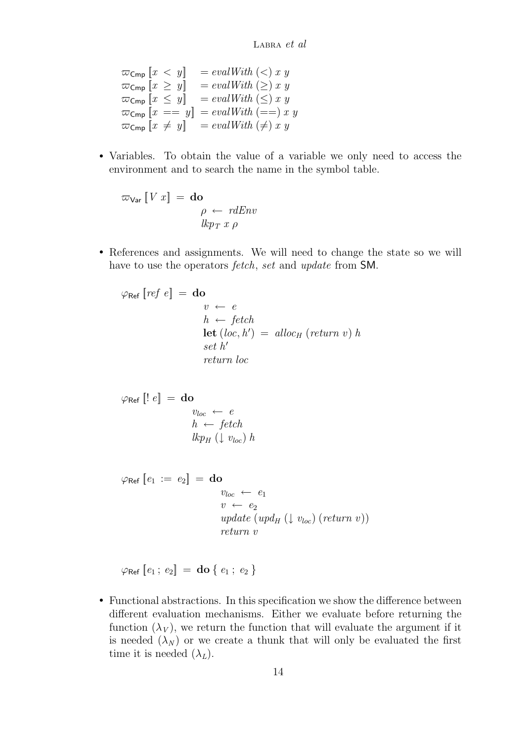$$\varpi_{\mathsf{Cmp}}\,[\![x\ <\ y]\!] \ = evalWith\ (<)\ x\ y$$
$$\varpi_{\mathsf{Cmp}}\,[\![x\ \geq\ y]\!] \ = evalWith\ (\geq)\ x\ y$$
$$\varpi_{\mathsf{Cmp}}\,[\![x\ \leq\ y]\!] \ = evalWith\ (\leq)\ x\ y$$
$$\varpi_{\mathsf{Cmp}}\,[\![x\ ==\ y]\!] = evalWith\ (==)\ x\ y$$
$$\varpi_{\mathsf{Cmp}}\,[\![x\ \neq\ y]\!] \ = evalWith\ (\neq)\ x\ y$$

- Variables. To obtain the value of a variable we only need to access the environment and to search the name in the symbol table.

$$\begin{array}{ll}\varpi_{\mathsf{Var}}\,[\![V\ x]\!] \ = \ \mathbf{do} & \\ & \rho \leftarrow rdEnv \\ & lkp_T\ x\ \rho\end{array}$$

- References and assignments. We will need to change the state so we will have to use the operators *fetch*, *set* and *update* from SM.

$$\begin{array}{ll}\varphi_{\mathsf{Ref}}\,[\![ref\ e]\!] \ = \ \mathbf{do} & \\ & v \leftarrow e \\ & h \leftarrow fetch \\ & \mathbf{let}\,(loc, h') \ = \ alloc_H\ (return\ v)\ h \\ & set\ h' \\ & return\ loc\end{array}$$

$$\begin{array}{ll}\varphi_{\mathsf{Ref}}\,[\![!\ e]\!] \ = \ \mathbf{do} & \\ & v_{loc} \leftarrow e \\ & h \leftarrow fetch \\ & lkp_H\ (\downarrow v_{loc})\ h\end{array}$$

$$\begin{array}{ll}\varphi_{\mathsf{Ref}}\,[\![e_1\ :=\ e_2]\!] \ = \ \mathbf{do} & \\ & v_{loc} \leftarrow e_1 \\ & v \leftarrow e_2 \\ & update\ (upd_H\ (\downarrow v_{loc})\ (return\ v)) \\ & return\ v\end{array}$$

$$\varphi_{\mathsf{Ref}}\,[\![e_1\,;\ e_2]\!] \ = \ \mathbf{do}\,\{\ e_1\,;\ e_2\ \}$$

- Functional abstractions. In this specification we show the difference between different evaluation mechanisms. Either we evaluate before returning the function ($\lambda_V$), we return the function that will evaluate the argument if it is needed ($\lambda_N$) or we create a thunk that will only be evaluated the first time it is needed ($\lambda_L$).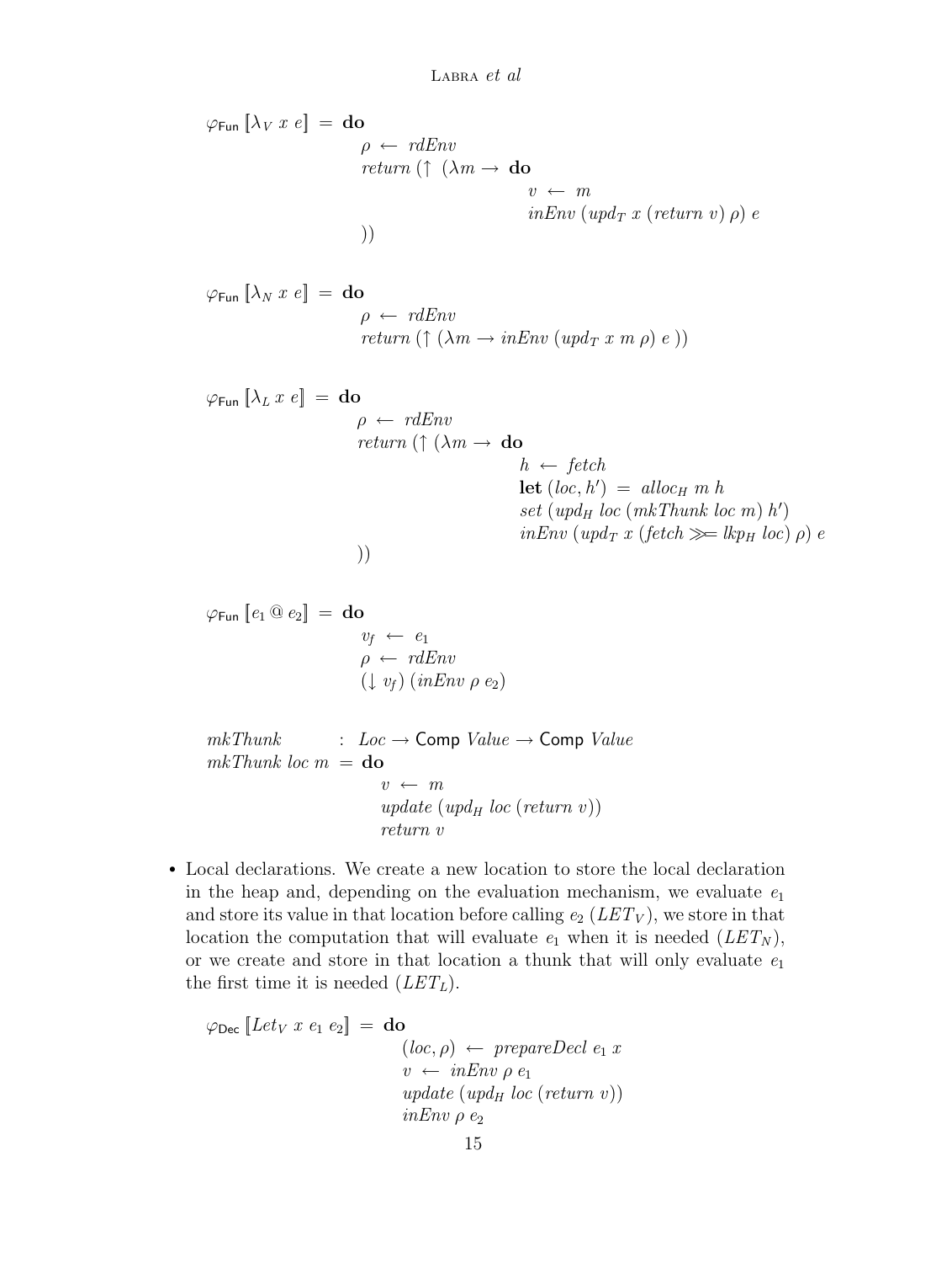$$
\begin{array}{l}
\varphi_{\mathsf{Fun}}\ [\![\lambda_V\ x\ e]\!] \ = \ \textbf{do} \\
\qquad \rho \leftarrow \mathit{rdEnv} \\
\qquad \mathit{return}\ (\uparrow\ (\lambda m \rightarrow \textbf{do} \\
\qquad\qquad v \leftarrow m \\
\qquad\qquad \mathit{inEnv}\ (\mathit{upd}_T\ x\ (\mathit{return}\ v)\ \rho)\ e \\
\qquad ))
\end{array}
$$

$$
\begin{array}{l}
\varphi_{\mathsf{Fun}}\ [\![\lambda_N\ x\ e]\!] \ = \ \textbf{do} \\
\qquad \rho \leftarrow \mathit{rdEnv} \\
\qquad \mathit{return}\ (\uparrow (\lambda m \rightarrow \mathit{inEnv}\ (\mathit{upd}_T\ x\ m\ \rho)\ e\ ))
\end{array}
$$

$$
\begin{array}{l}
\varphi_{\mathsf{Fun}}\ [\![\lambda_L\ x\ e]\!] \ = \ \textbf{do} \\
\qquad \rho \leftarrow \mathit{rdEnv} \\
\qquad \mathit{return}\ (\uparrow (\lambda m \rightarrow \textbf{do} \\
\qquad\qquad h \leftarrow \mathit{fetch} \\
\qquad\qquad \textbf{let}\ (\mathit{loc}, h') \ = \ \mathit{alloc}_H\ m\ h \\
\qquad\qquad \mathit{set}\ (\mathit{upd}_H\ \mathit{loc}\ (\mathit{mkThunk}\ \mathit{loc}\ m)\ h') \\
\qquad\qquad \mathit{inEnv}\ (\mathit{upd}_T\ x\ (\mathit{fetch} \gg\!= \mathit{lkp}_H\ \mathit{loc})\ \rho)\ e \\
\qquad ))
\end{array}
$$

$$
\begin{array}{l}
\varphi_{\mathsf{Fun}}\ [\![e_1\ @\ e_2]\!] \ = \ \textbf{do} \\
\qquad v_f \leftarrow e_1 \\
\qquad \rho \leftarrow \mathit{rdEnv} \\
\qquad (\downarrow v_f)\ (\mathit{inEnv}\ \rho\ e_2)
\end{array}
$$

$$
\begin{array}{l}
\mathit{mkThunk} \quad : \ \mathit{Loc} \rightarrow \mathsf{Comp}\ \mathit{Value} \rightarrow \mathsf{Comp}\ \mathit{Value} \\
\mathit{mkThunk}\ \mathit{loc}\ m \ = \ \textbf{do} \\
\qquad v \leftarrow m \\
\qquad \mathit{update}\ (\mathit{upd}_H\ \mathit{loc}\ (\mathit{return}\ v)) \\
\qquad \mathit{return}\ v
\end{array}
$$

- Local declarations. We create a new location to store the local declaration in the heap and, depending on the evaluation mechanism, we evaluate $e_1$ and store its value in that location before calling $e_2$ ($LET_V$), we store in that location the computation that will evaluate $e_1$ when it is needed ($LET_N$), or we create and store in that location a thunk that will only evaluate $e_1$ the first time it is needed ($LET_L$).

$$
\begin{array}{l}
\varphi_{\mathsf{Dec}}\ [\![\mathit{Let}_V\ x\ e_1\ e_2]\!] \ = \ \textbf{do} \\
\qquad (\mathit{loc}, \rho) \leftarrow \mathit{prepareDecl}\ e_1\ x \\
\qquad v \leftarrow \mathit{inEnv}\ \rho\ e_1 \\
\qquad \mathit{update}\ (\mathit{upd}_H\ \mathit{loc}\ (\mathit{return}\ v)) \\
\qquad \mathit{inEnv}\ \rho\ e_2
\end{array}
$$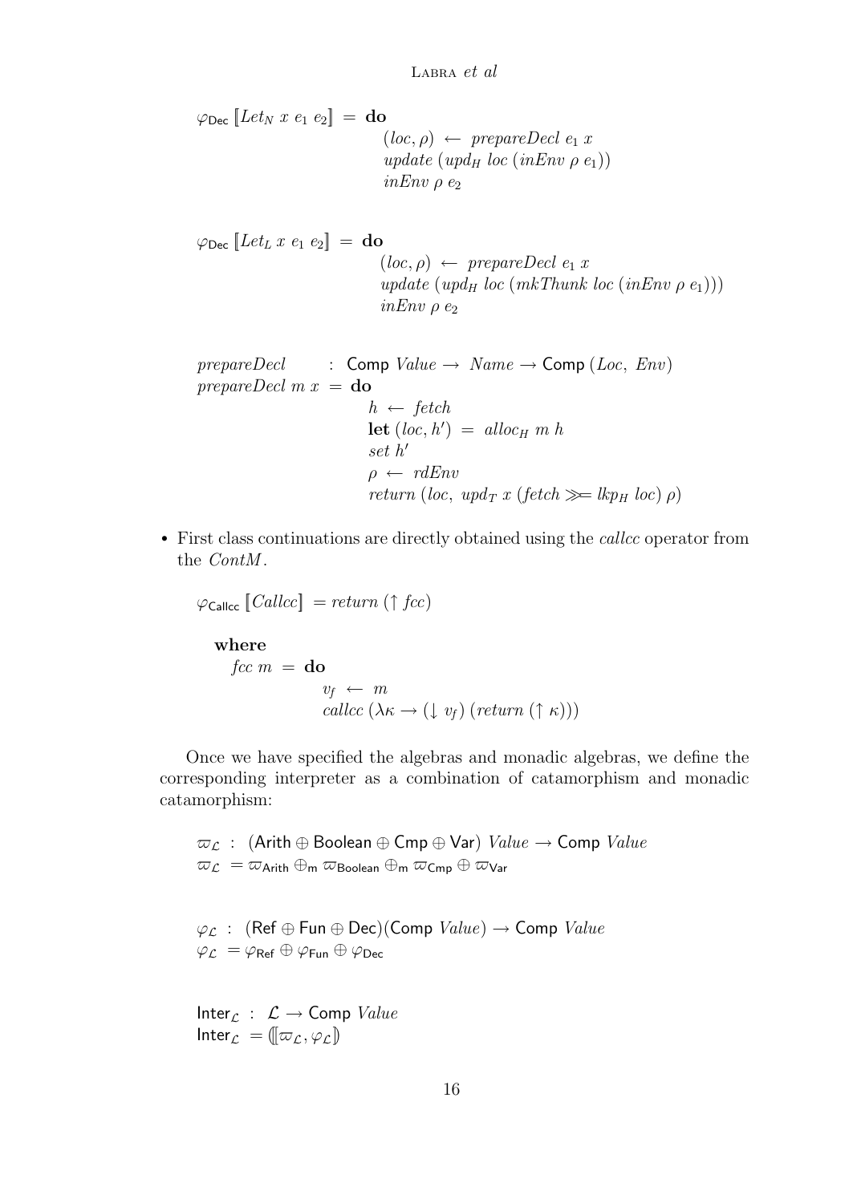$$
\begin{aligned}
\varphi_{\mathsf{Dec}}\,[\![Let_N\ x\ e_1\ e_2]\!] \ = \ \mathbf{do}\quad & \\
& (loc, \rho) \leftarrow prepareDecl\ e_1\ x \\
& update\ (upd_H\ loc\ (inEnv\ \rho\ e_1)) \\
& inEnv\ \rho\ e_2
\end{aligned}
$$

$$
\begin{aligned}
\varphi_{\mathsf{Dec}}\,[\![Let_L\ x\ e_1\ e_2]\!] \ = \ \mathbf{do}\quad & \\
& (loc, \rho) \leftarrow prepareDecl\ e_1\ x \\
& update\ (upd_H\ loc\ (mkThunk\ loc\ (inEnv\ \rho\ e_1))) \\
& inEnv\ \rho\ e_2
\end{aligned}
$$

$$
\begin{aligned}
& prepareDecl \quad : \ \mathsf{Comp}\ Value \rightarrow\ Name \rightarrow \mathsf{Comp}\ (Loc,\ Env) \\
& prepareDecl\ m\ x \ = \ \mathbf{do} \\
& \qquad h \leftarrow fetch \\
& \qquad \mathbf{let}\ (loc, h') \ = \ alloc_H\ m\ h \\
& \qquad set\ h' \\
& \qquad \rho \leftarrow rdEnv \\
& \qquad return\ (loc,\ upd_T\ x\ (fetch \gg\!= lkp_H\ loc)\ \rho)
\end{aligned}
$$

- First class continuations are directly obtained using the *callcc* operator from the *ContM*.

$$
\begin{aligned}
& \varphi_{\mathsf{Callcc}}\,[\![Callcc]\!] \ = return\ (\uparrow fcc) \\
& \quad \mathbf{where} \\
& \qquad fcc\ m \ = \ \mathbf{do} \\
& \qquad\qquad v_f \leftarrow m \\
& \qquad\qquad callcc\ (\lambda\kappa \rightarrow (\downarrow v_f)\ (return\ (\uparrow \kappa)))
\end{aligned}
$$

Once we have specified the algebras and monadic algebras, we define the corresponding interpreter as a combination of catamorphism and monadic catamorphism:

$$
\begin{aligned}
& \varpi_{\mathcal{L}} \ : \ (\mathsf{Arith} \oplus \mathsf{Boolean} \oplus \mathsf{Cmp} \oplus \mathsf{Var})\ Value \rightarrow \mathsf{Comp}\ Value \\
& \varpi_{\mathcal{L}} \ = \varpi_{\mathsf{Arith}} \oplus_{\mathsf{m}} \varpi_{\mathsf{Boolean}} \oplus_{\mathsf{m}} \varpi_{\mathsf{Cmp}} \oplus \varpi_{\mathsf{Var}}
\end{aligned}
$$

$$
\begin{aligned}
& \varphi_{\mathcal{L}} \ : \ (\mathsf{Ref} \oplus \mathsf{Fun} \oplus \mathsf{Dec})(\mathsf{Comp}\ Value) \rightarrow \mathsf{Comp}\ Value \\
& \varphi_{\mathcal{L}} \ = \varphi_{\mathsf{Ref}} \oplus \varphi_{\mathsf{Fun}} \oplus \varphi_{\mathsf{Dec}}
\end{aligned}
$$

$$
\begin{aligned}
& \mathsf{Inter}_{\mathcal{L}} \ : \ \mathcal{L} \rightarrow \mathsf{Comp}\ Value \\
& \mathsf{Inter}_{\mathcal{L}} \ = (\![\varpi_{\mathcal{L}}, \varphi_{\mathcal{L}}]\!)
\end{aligned}
$$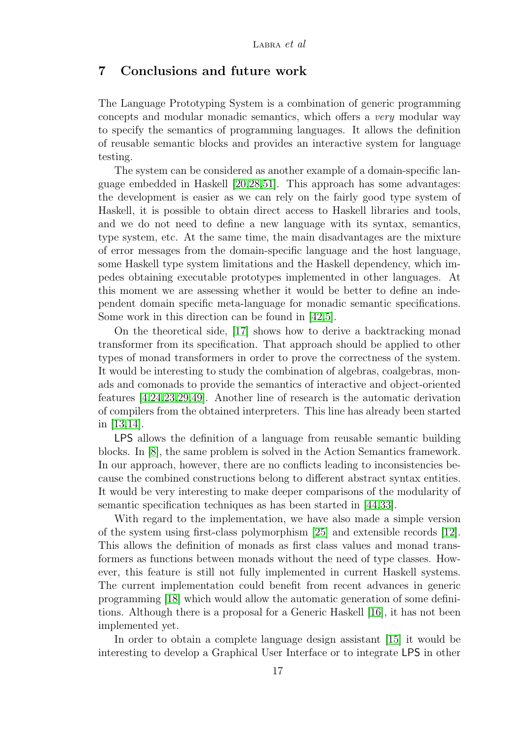## 7 Conclusions and future work

The Language Prototyping System is a combination of generic programming concepts and modular monadic semantics, which offers a *very* modular way to specify the semantics of programming languages. It allows the definition of reusable semantic blocks and provides an interactive system for language testing.

The system can be considered as another example of a domain-specific language embedded in Haskell [20,28,51]. This approach has some advantages: the development is easier as we can rely on the fairly good type system of Haskell, it is possible to obtain direct access to Haskell libraries and tools, and we do not need to define a new language with its syntax, semantics, type system, etc. At the same time, the main disadvantages are the mixture of error messages from the domain-specific language and the host language, some Haskell type system limitations and the Haskell dependency, which impedes obtaining executable prototypes implemented in other languages. At this moment we are assessing whether it would be better to define an independent domain specific meta-language for monadic semantic specifications. Some work in this direction can be found in [42,5].

On the theoretical side, [17] shows how to derive a backtracking monad transformer from its specification. That approach should be applied to other types of monad transformers in order to prove the correctness of the system. It would be interesting to study the combination of algebras, coalgebras, monads and comonads to provide the semantics of interactive and object-oriented features [4,24,23,29,49]. Another line of research is the automatic derivation of compilers from the obtained interpreters. This line has already been started in [13,14].

LPS allows the definition of a language from reusable semantic building blocks. In [8], the same problem is solved in the Action Semantics framework. In our approach, however, there are no conflicts leading to inconsistencies because the combined constructions belong to different abstract syntax entities. It would be very interesting to make deeper comparisons of the modularity of semantic specification techniques as has been started in [44,33].

With regard to the implementation, we have also made a simple version of the system using first-class polymorphism [25] and extensible records [12]. This allows the definition of monads as first class values and monad transformers as functions between monads without the need of type classes. However, this feature is still not fully implemented in current Haskell systems. The current implementation could benefit from recent advances in generic programming [18] which would allow the automatic generation of some definitions. Although there is a proposal for a Generic Haskell [16], it has not been implemented yet.

In order to obtain a complete language design assistant [15] it would be interesting to develop a Graphical User Interface or to integrate LPS in other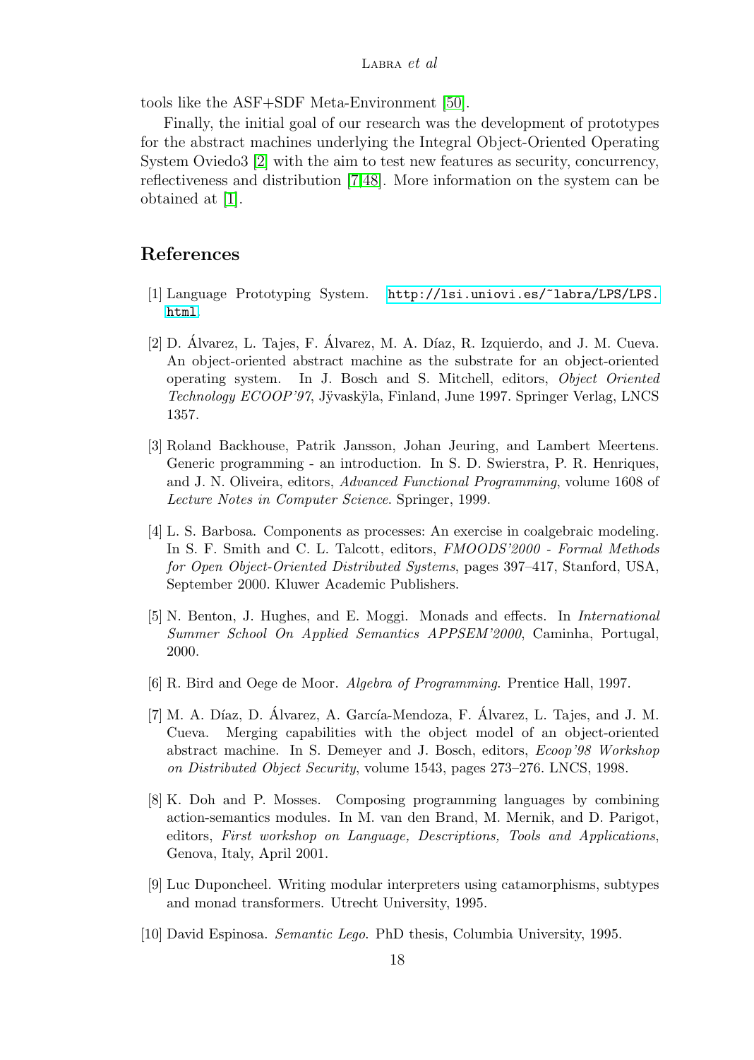tools like the ASF+SDF Meta-Environment [50].

Finally, the initial goal of our research was the development of prototypes for the abstract machines underlying the Integral Object-Oriented Operating System Oviedo3 [2] with the aim to test new features as security, concurrency, reflectiveness and distribution [7,48]. More information on the system can be obtained at [1].

## References

[1] Language Prototyping System. http://lsi.uniovi.es/~labra/LPS/LPS.html.

[2] D. Álvarez, L. Tajes, F. Álvarez, M. A. Díaz, R. Izquierdo, and J. M. Cueva. An object-oriented abstract machine as the substrate for an object-oriented operating system. In J. Bosch and S. Mitchell, editors, *Object Oriented Technology ECOOP'97*, Jÿvaskÿla, Finland, June 1997. Springer Verlag, LNCS 1357.

[3] Roland Backhouse, Patrik Jansson, Johan Jeuring, and Lambert Meertens. Generic programming - an introduction. In S. D. Swierstra, P. R. Henriques, and J. N. Oliveira, editors, *Advanced Functional Programming*, volume 1608 of *Lecture Notes in Computer Science*. Springer, 1999.

[4] L. S. Barbosa. Components as processes: An exercise in coalgebraic modeling. In S. F. Smith and C. L. Talcott, editors, *FMOODS'2000 - Formal Methods for Open Object-Oriented Distributed Systems*, pages 397–417, Stanford, USA, September 2000. Kluwer Academic Publishers.

[5] N. Benton, J. Hughes, and E. Moggi. Monads and effects. In *International Summer School On Applied Semantics APPSEM'2000*, Caminha, Portugal, 2000.

[6] R. Bird and Oege de Moor. *Algebra of Programming*. Prentice Hall, 1997.

[7] M. A. Díaz, D. Álvarez, A. García-Mendoza, F. Álvarez, L. Tajes, and J. M. Cueva. Merging capabilities with the object model of an object-oriented abstract machine. In S. Demeyer and J. Bosch, editors, *Ecoop'98 Workshop on Distributed Object Security*, volume 1543, pages 273–276. LNCS, 1998.

[8] K. Doh and P. Mosses. Composing programming languages by combining action-semantics modules. In M. van den Brand, M. Mernik, and D. Parigot, editors, *First workshop on Language, Descriptions, Tools and Applications*, Genova, Italy, April 2001.

[9] Luc Duponcheel. Writing modular interpreters using catamorphisms, subtypes and monad transformers. Utrecht University, 1995.

[10] David Espinosa. *Semantic Lego*. PhD thesis, Columbia University, 1995.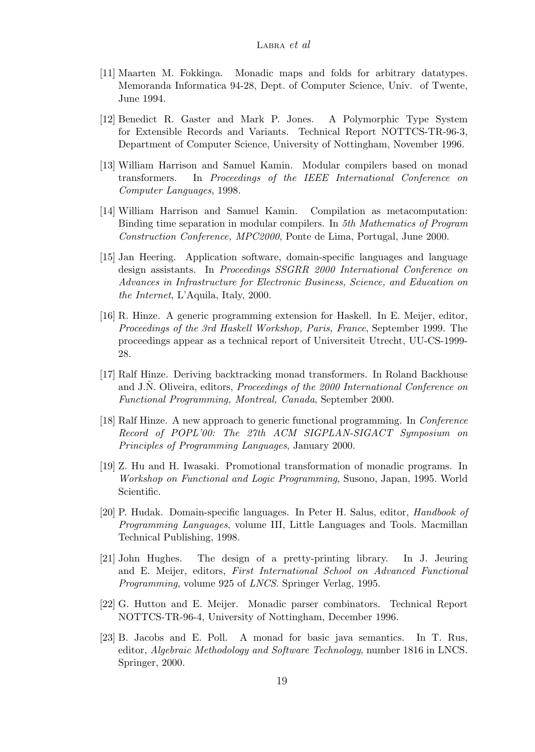[11] Maarten M. Fokkinga. Monadic maps and folds for arbitrary datatypes. Memoranda Informatica 94-28, Dept. of Computer Science, Univ. of Twente, June 1994.

[12] Benedict R. Gaster and Mark P. Jones. A Polymorphic Type System for Extensible Records and Variants. Technical Report NOTTCS-TR-96-3, Department of Computer Science, University of Nottingham, November 1996.

[13] William Harrison and Samuel Kamin. Modular compilers based on monad transformers. In *Proceedings of the IEEE International Conference on Computer Languages*, 1998.

[14] William Harrison and Samuel Kamin. Compilation as metacomputation: Binding time separation in modular compilers. In *5th Mathematics of Program Construction Conference, MPC2000*, Ponte de Lima, Portugal, June 2000.

[15] Jan Heering. Application software, domain-specific languages and language design assistants. In *Proceedings SSGRR 2000 International Conference on Advances in Infrastructure for Electronic Business, Science, and Education on the Internet*, L'Aquila, Italy, 2000.

[16] R. Hinze. A generic programming extension for Haskell. In E. Meijer, editor, *Proceedings of the 3rd Haskell Workshop, Paris, France*, September 1999. The proceedings appear as a technical report of Universiteit Utrecht, UU-CS-1999-28.

[17] Ralf Hinze. Deriving backtracking monad transformers. In Roland Backhouse and J.Ñ. Oliveira, editors, *Proceedings of the 2000 International Conference on Functional Programming, Montreal, Canada*, September 2000.

[18] Ralf Hinze. A new approach to generic functional programming. In *Conference Record of POPL'00: The 27th ACM SIGPLAN-SIGACT Symposium on Principles of Programming Languages*, January 2000.

[19] Z. Hu and H. Iwasaki. Promotional transformation of monadic programs. In *Workshop on Functional and Logic Programming*, Susono, Japan, 1995. World Scientific.

[20] P. Hudak. Domain-specific languages. In Peter H. Salus, editor, *Handbook of Programming Languages*, volume III, Little Languages and Tools. Macmillan Technical Publishing, 1998.

[21] John Hughes. The design of a pretty-printing library. In J. Jeuring and E. Meijer, editors, *First International School on Advanced Functional Programming*, volume 925 of *LNCS*. Springer Verlag, 1995.

[22] G. Hutton and E. Meijer. Monadic parser combinators. Technical Report NOTTCS-TR-96-4, University of Nottingham, December 1996.

[23] B. Jacobs and E. Poll. A monad for basic java semantics. In T. Rus, editor, *Algebraic Methodology and Software Technology*, number 1816 in LNCS. Springer, 2000.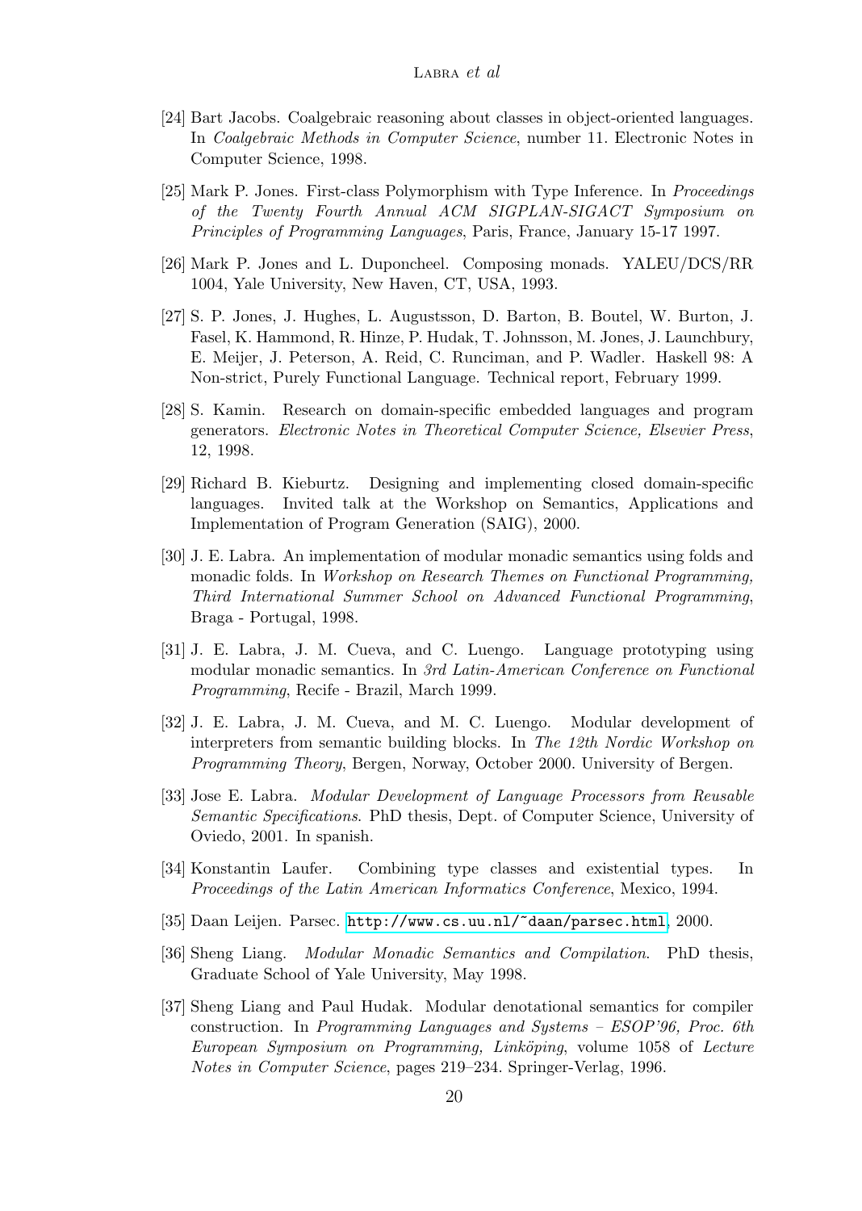[24] Bart Jacobs. Coalgebraic reasoning about classes in object-oriented languages. In *Coalgebraic Methods in Computer Science*, number 11. Electronic Notes in Computer Science, 1998.

[25] Mark P. Jones. First-class Polymorphism with Type Inference. In *Proceedings of the Twenty Fourth Annual ACM SIGPLAN-SIGACT Symposium on Principles of Programming Languages*, Paris, France, January 15-17 1997.

[26] Mark P. Jones and L. Duponcheel. Composing monads. YALEU/DCS/RR 1004, Yale University, New Haven, CT, USA, 1993.

[27] S. P. Jones, J. Hughes, L. Augustsson, D. Barton, B. Boutel, W. Burton, J. Fasel, K. Hammond, R. Hinze, P. Hudak, T. Johnsson, M. Jones, J. Launchbury, E. Meijer, J. Peterson, A. Reid, C. Runciman, and P. Wadler. Haskell 98: A Non-strict, Purely Functional Language. Technical report, February 1999.

[28] S. Kamin. Research on domain-specific embedded languages and program generators. *Electronic Notes in Theoretical Computer Science, Elsevier Press*, 12, 1998.

[29] Richard B. Kieburtz. Designing and implementing closed domain-specific languages. Invited talk at the Workshop on Semantics, Applications and Implementation of Program Generation (SAIG), 2000.

[30] J. E. Labra. An implementation of modular monadic semantics using folds and monadic folds. In *Workshop on Research Themes on Functional Programming, Third International Summer School on Advanced Functional Programming*, Braga - Portugal, 1998.

[31] J. E. Labra, J. M. Cueva, and C. Luengo. Language prototyping using modular monadic semantics. In *3rd Latin-American Conference on Functional Programming*, Recife - Brazil, March 1999.

[32] J. E. Labra, J. M. Cueva, and M. C. Luengo. Modular development of interpreters from semantic building blocks. In *The 12th Nordic Workshop on Programming Theory*, Bergen, Norway, October 2000. University of Bergen.

[33] Jose E. Labra. *Modular Development of Language Processors from Reusable Semantic Specifications*. PhD thesis, Dept. of Computer Science, University of Oviedo, 2001. In spanish.

[34] Konstantin Laufer. Combining type classes and existential types. In *Proceedings of the Latin American Informatics Conference*, Mexico, 1994.

[35] Daan Leijen. Parsec. http://www.cs.uu.nl/~daan/parsec.html, 2000.

[36] Sheng Liang. *Modular Monadic Semantics and Compilation*. PhD thesis, Graduate School of Yale University, May 1998.

[37] Sheng Liang and Paul Hudak. Modular denotational semantics for compiler construction. In *Programming Languages and Systems – ESOP'96, Proc. 6th European Symposium on Programming, Linköping*, volume 1058 of *Lecture Notes in Computer Science*, pages 219–234. Springer-Verlag, 1996.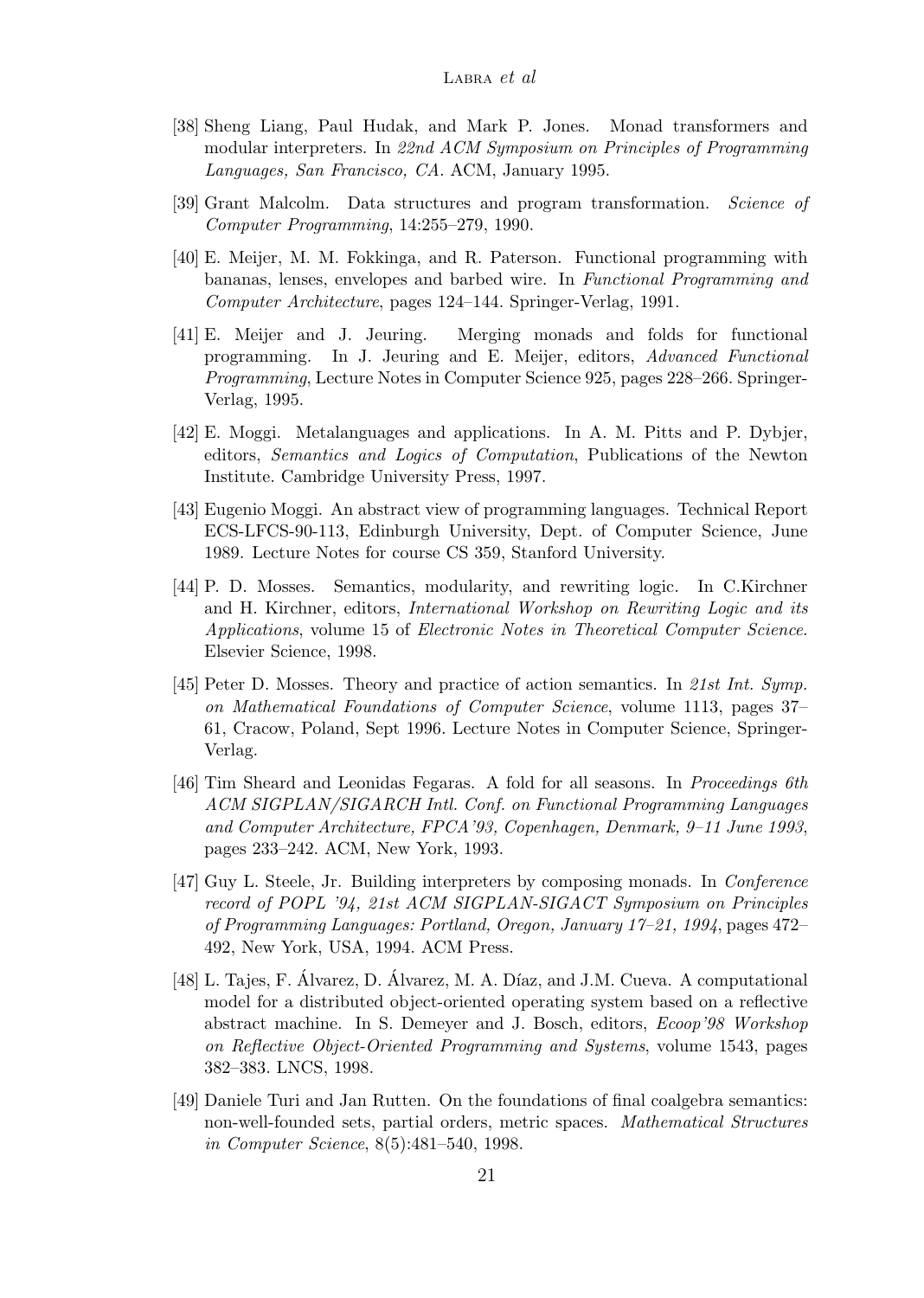[38] Sheng Liang, Paul Hudak, and Mark P. Jones. Monad transformers and modular interpreters. In *22nd ACM Symposium on Principles of Programming Languages, San Francisco, CA*. ACM, January 1995.

[39] Grant Malcolm. Data structures and program transformation. *Science of Computer Programming*, 14:255–279, 1990.

[40] E. Meijer, M. M. Fokkinga, and R. Paterson. Functional programming with bananas, lenses, envelopes and barbed wire. In *Functional Programming and Computer Architecture*, pages 124–144. Springer-Verlag, 1991.

[41] E. Meijer and J. Jeuring. Merging monads and folds for functional programming. In J. Jeuring and E. Meijer, editors, *Advanced Functional Programming*, Lecture Notes in Computer Science 925, pages 228–266. Springer-Verlag, 1995.

[42] E. Moggi. Metalanguages and applications. In A. M. Pitts and P. Dybjer, editors, *Semantics and Logics of Computation*, Publications of the Newton Institute. Cambridge University Press, 1997.

[43] Eugenio Moggi. An abstract view of programming languages. Technical Report ECS-LFCS-90-113, Edinburgh University, Dept. of Computer Science, June 1989. Lecture Notes for course CS 359, Stanford University.

[44] P. D. Mosses. Semantics, modularity, and rewriting logic. In C.Kirchner and H. Kirchner, editors, *International Workshop on Rewriting Logic and its Applications*, volume 15 of *Electronic Notes in Theoretical Computer Science*. Elsevier Science, 1998.

[45] Peter D. Mosses. Theory and practice of action semantics. In *21st Int. Symp. on Mathematical Foundations of Computer Science*, volume 1113, pages 37–61, Cracow, Poland, Sept 1996. Lecture Notes in Computer Science, Springer-Verlag.

[46] Tim Sheard and Leonidas Fegaras. A fold for all seasons. In *Proceedings 6th ACM SIGPLAN/SIGARCH Intl. Conf. on Functional Programming Languages and Computer Architecture, FPCA'93, Copenhagen, Denmark, 9–11 June 1993*, pages 233–242. ACM, New York, 1993.

[47] Guy L. Steele, Jr. Building interpreters by composing monads. In *Conference record of POPL '94, 21st ACM SIGPLAN-SIGACT Symposium on Principles of Programming Languages: Portland, Oregon, January 17–21, 1994*, pages 472–492, New York, USA, 1994. ACM Press.

[48] L. Tajes, F. Álvarez, D. Álvarez, M. A. Díaz, and J.M. Cueva. A computational model for a distributed object-oriented operating system based on a reflective abstract machine. In S. Demeyer and J. Bosch, editors, *Ecoop'98 Workshop on Reflective Object-Oriented Programming and Systems*, volume 1543, pages 382–383. LNCS, 1998.

[49] Daniele Turi and Jan Rutten. On the foundations of final coalgebra semantics: non-well-founded sets, partial orders, metric spaces. *Mathematical Structures in Computer Science*, 8(5):481–540, 1998.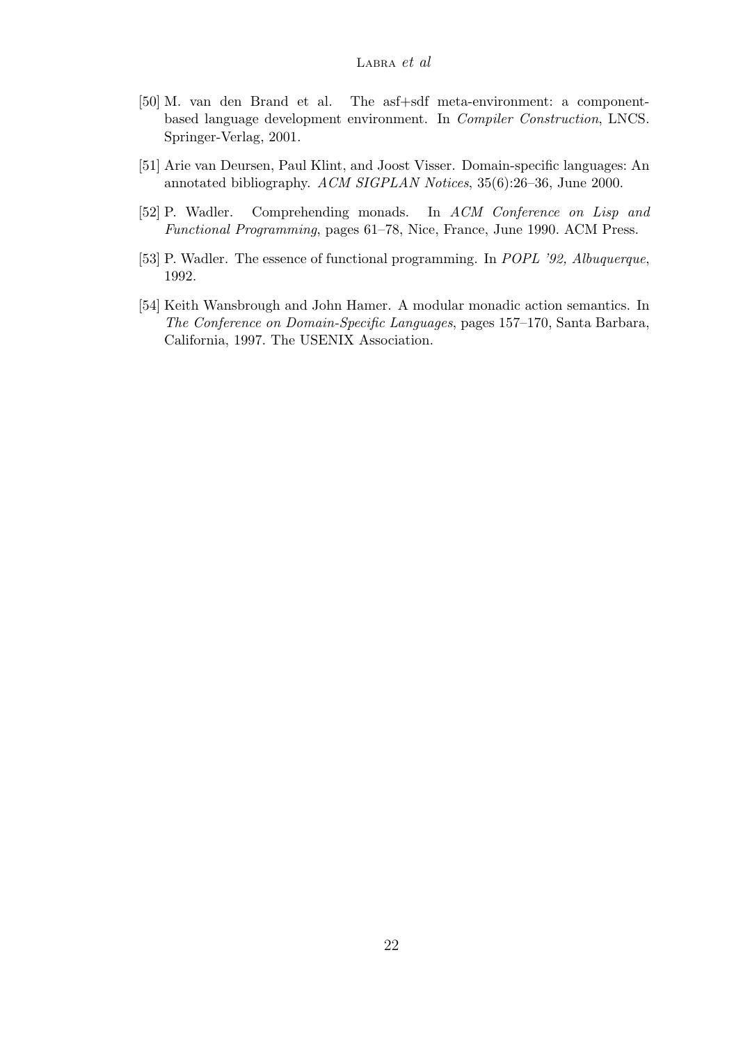[50] M. van den Brand et al. The asf+sdf meta-environment: a component-based language development environment. In *Compiler Construction*, LNCS. Springer-Verlag, 2001.

[51] Arie van Deursen, Paul Klint, and Joost Visser. Domain-specific languages: An annotated bibliography. *ACM SIGPLAN Notices*, 35(6):26–36, June 2000.

[52] P. Wadler. Comprehending monads. In *ACM Conference on Lisp and Functional Programming*, pages 61–78, Nice, France, June 1990. ACM Press.

[53] P. Wadler. The essence of functional programming. In *POPL '92, Albuquerque*, 1992.

[54] Keith Wansbrough and John Hamer. A modular monadic action semantics. In *The Conference on Domain-Specific Languages*, pages 157–170, Santa Barbara, California, 1997. The USENIX Association.